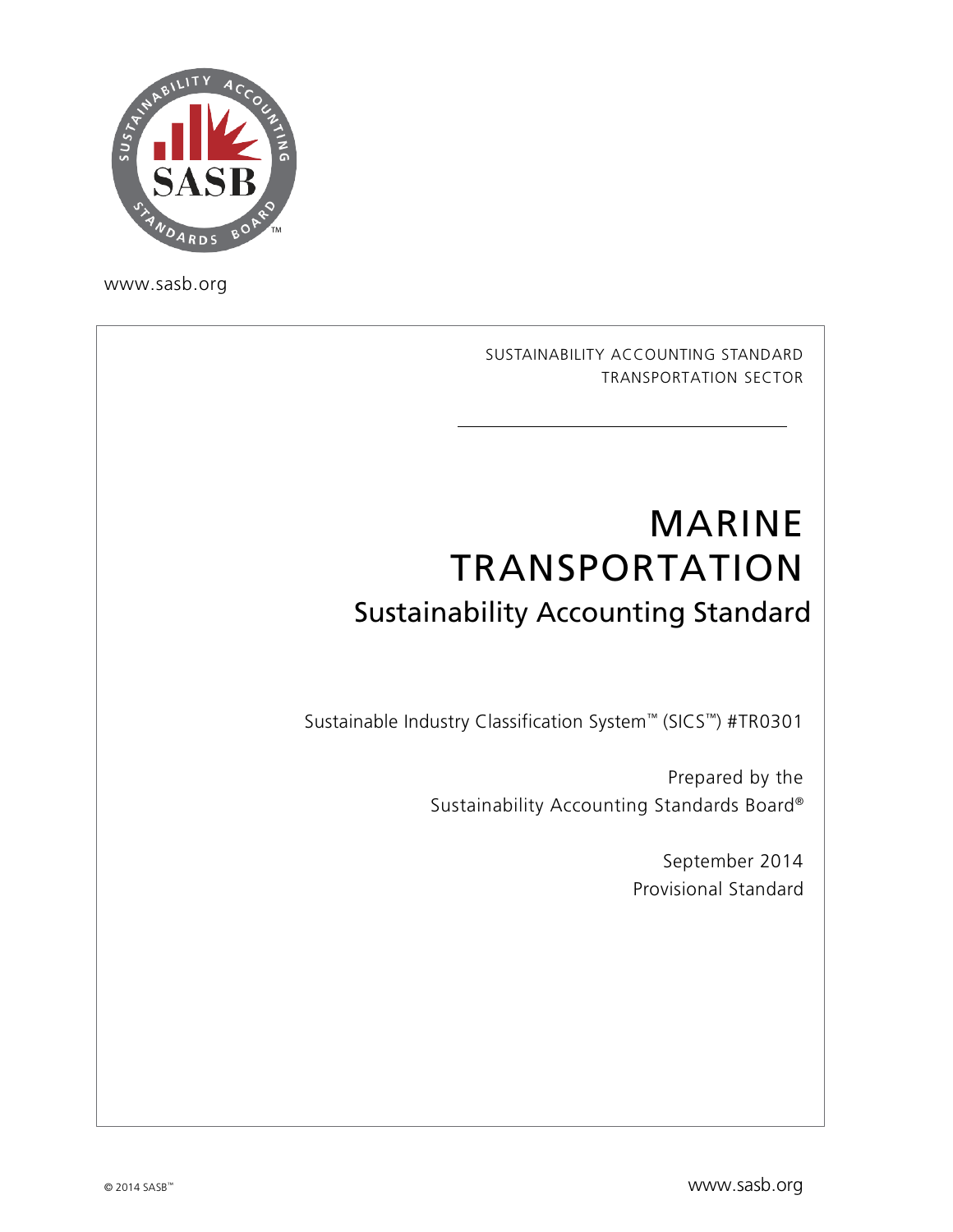www.sasb.org

SUSTAINABILITY ACCOUNTING STANDARD
TRANSPORTATION SECTOR

# MARINE TRANSPORTATION

## Sustainability Accounting Standard

Sustainable Industry Classification System™ (SICS™) #TR0301

Prepared by the
Sustainability Accounting Standards Board®

September 2014
Provisional Standard

© 2014 SASB™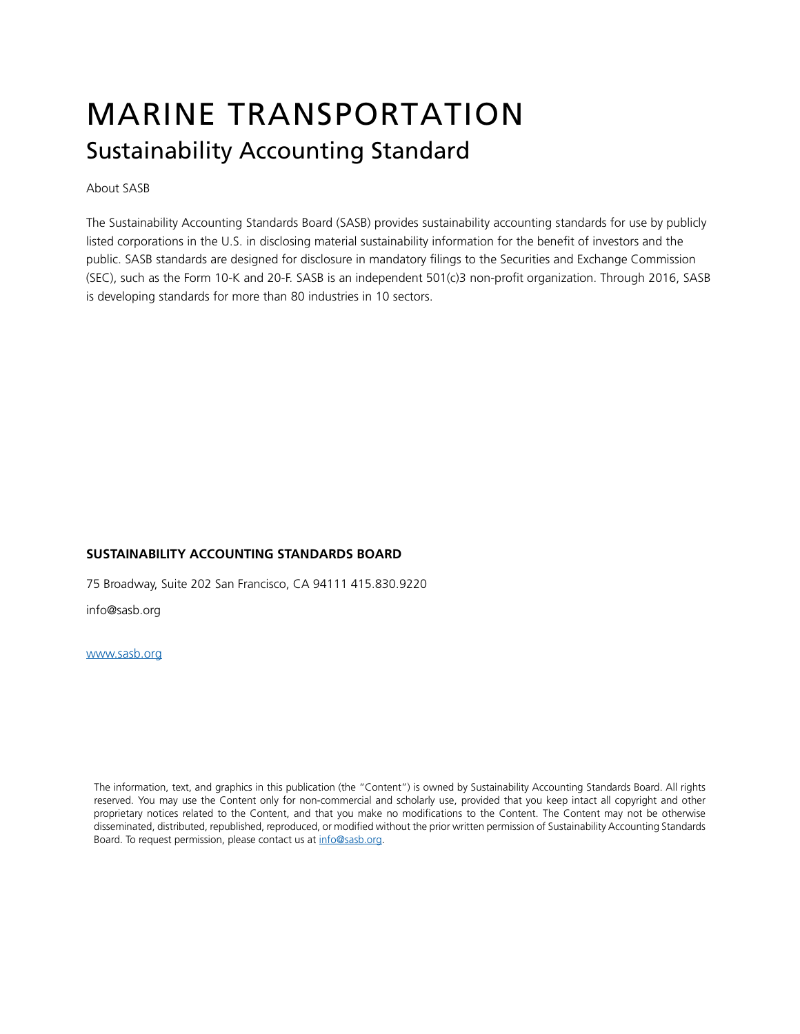# MARINE TRANSPORTATION

## Sustainability Accounting Standard

About SASB

The Sustainability Accounting Standards Board (SASB) provides sustainability accounting standards for use by publicly listed corporations in the U.S. in disclosing material sustainability information for the benefit of investors and the public. SASB standards are designed for disclosure in mandatory filings to the Securities and Exchange Commission (SEC), such as the Form 10-K and 20-F. SASB is an independent 501(c)3 non-profit organization. Through 2016, SASB is developing standards for more than 80 industries in 10 sectors.

**SUSTAINABILITY ACCOUNTING STANDARDS BOARD**

75 Broadway, Suite 202 San Francisco, CA 94111 415.830.9220

info@sasb.org

www.sasb.org

The information, text, and graphics in this publication (the "Content") is owned by Sustainability Accounting Standards Board. All rights reserved. You may use the Content only for non-commercial and scholarly use, provided that you keep intact all copyright and other proprietary notices related to the Content, and that you make no modifications to the Content. The Content may not be otherwise disseminated, distributed, republished, reproduced, or modified without the prior written permission of Sustainability Accounting Standards Board. To request permission, please contact us at info@sasb.org.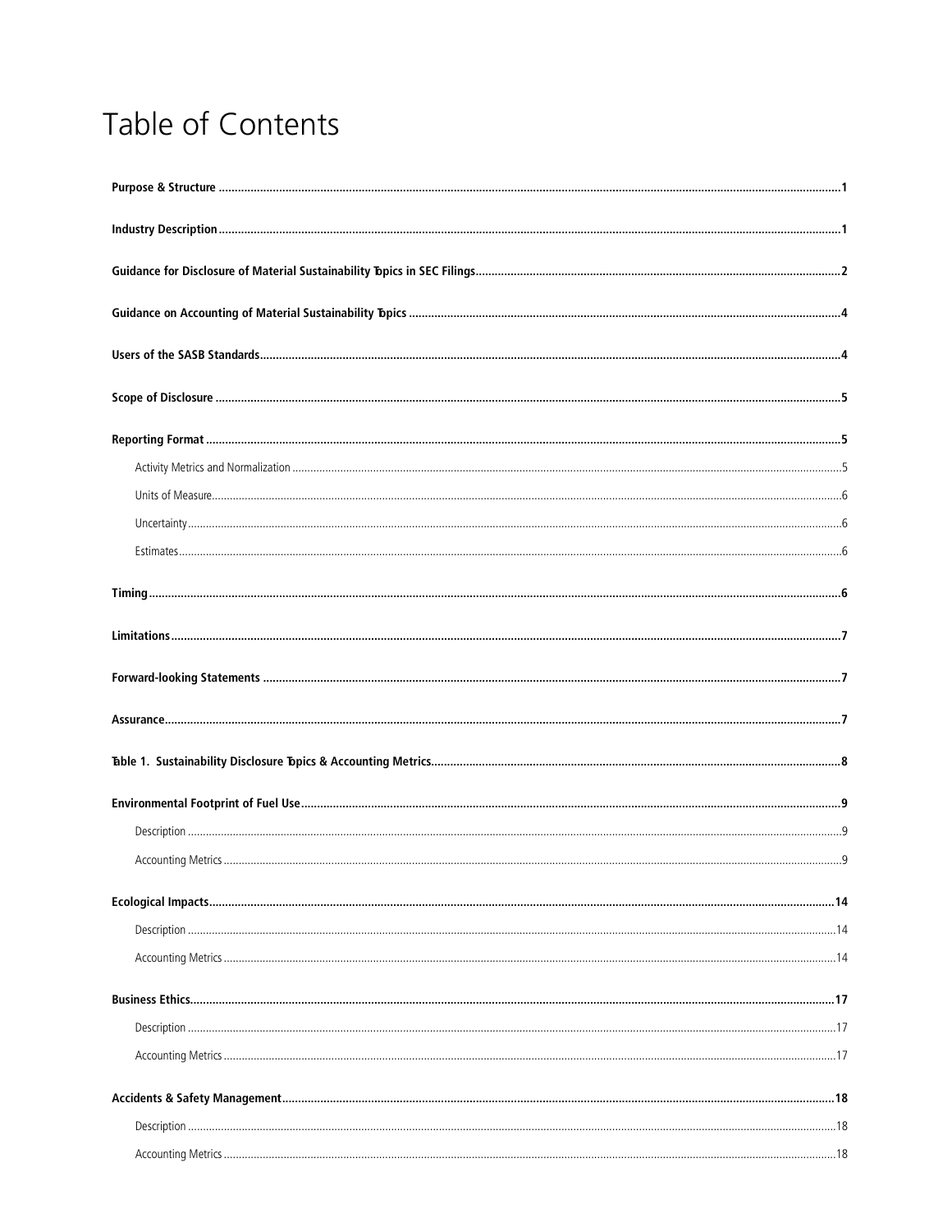# Table of Contents

**Purpose & Structure** ..... 1

**Industry Description** ..... 1

**Guidance for Disclosure of Material Sustainability Topics in SEC Filings** ..... 2

**Guidance on Accounting of Material Sustainability Topics** ..... 4

**Users of the SASB Standards** ..... 4

**Scope of Disclosure** ..... 5

**Reporting Format** ..... 5

- Activity Metrics and Normalization ..... 5
- Units of Measure ..... 6
- Uncertainty ..... 6
- Estimates ..... 6

**Timing** ..... 6

**Limitations** ..... 7

**Forward-looking Statements** ..... 7

**Assurance** ..... 7

**Table 1. Sustainability Disclosure Topics & Accounting Metrics** ..... 8

**Environmental Footprint of Fuel Use** ..... 9

- Description ..... 9
- Accounting Metrics ..... 9

**Ecological Impacts** ..... 14

- Description ..... 14
- Accounting Metrics ..... 14

**Business Ethics** ..... 17

- Description ..... 17
- Accounting Metrics ..... 17

**Accidents & Safety Management** ..... 18

- Description ..... 18
- Accounting Metrics ..... 18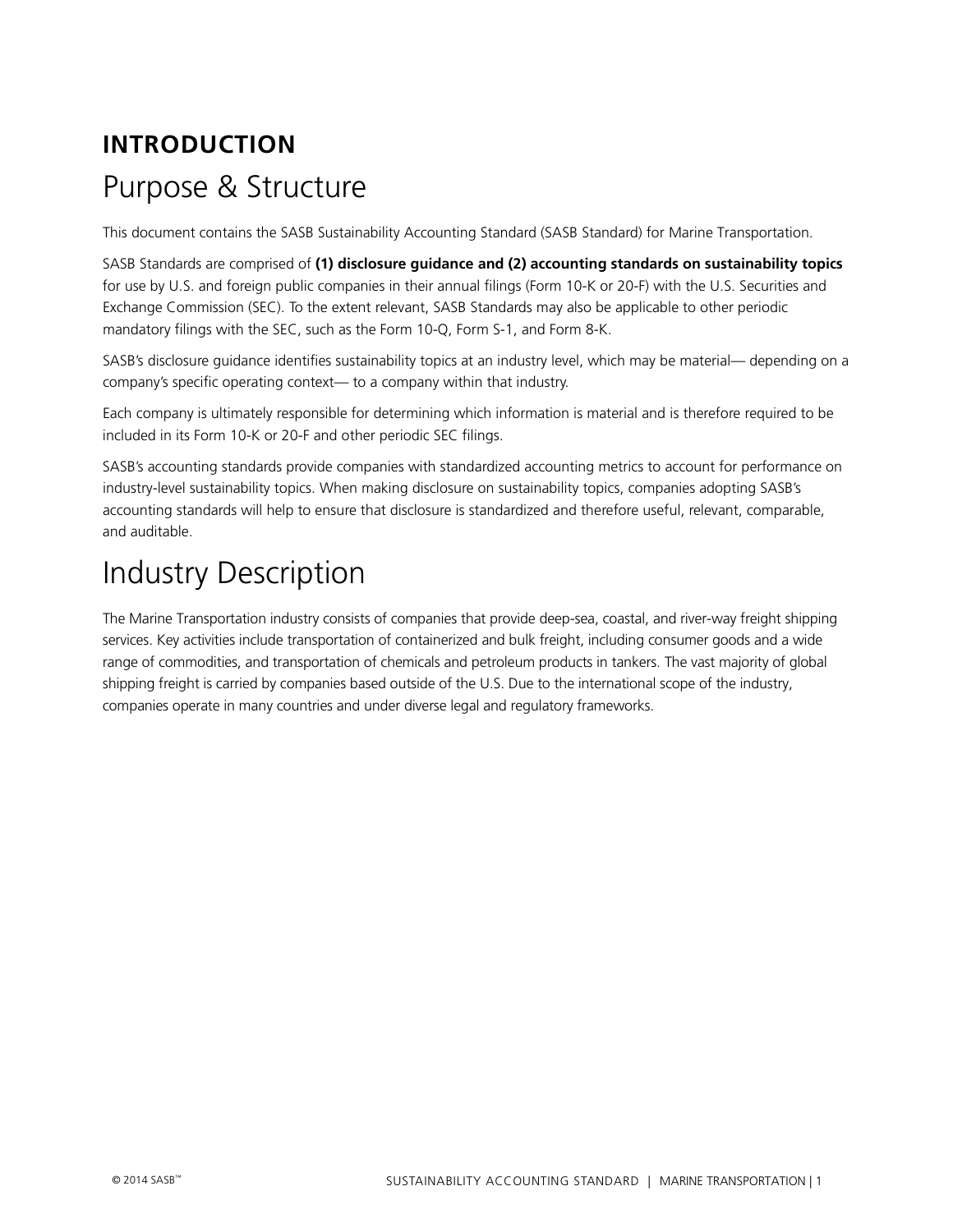# INTRODUCTION

## Purpose & Structure

This document contains the SASB Sustainability Accounting Standard (SASB Standard) for Marine Transportation.

SASB Standards are comprised of **(1) disclosure guidance and (2) accounting standards on sustainability topics** for use by U.S. and foreign public companies in their annual filings (Form 10-K or 20-F) with the U.S. Securities and Exchange Commission (SEC). To the extent relevant, SASB Standards may also be applicable to other periodic mandatory filings with the SEC, such as the Form 10-Q, Form S-1, and Form 8-K.

SASB's disclosure guidance identifies sustainability topics at an industry level, which may be material— depending on a company's specific operating context— to a company within that industry.

Each company is ultimately responsible for determining which information is material and is therefore required to be included in its Form 10-K or 20-F and other periodic SEC filings.

SASB's accounting standards provide companies with standardized accounting metrics to account for performance on industry-level sustainability topics. When making disclosure on sustainability topics, companies adopting SASB's accounting standards will help to ensure that disclosure is standardized and therefore useful, relevant, comparable, and auditable.

## Industry Description

The Marine Transportation industry consists of companies that provide deep-sea, coastal, and river-way freight shipping services. Key activities include transportation of containerized and bulk freight, including consumer goods and a wide range of commodities, and transportation of chemicals and petroleum products in tankers. The vast majority of global shipping freight is carried by companies based outside of the U.S. Due to the international scope of the industry, companies operate in many countries and under diverse legal and regulatory frameworks.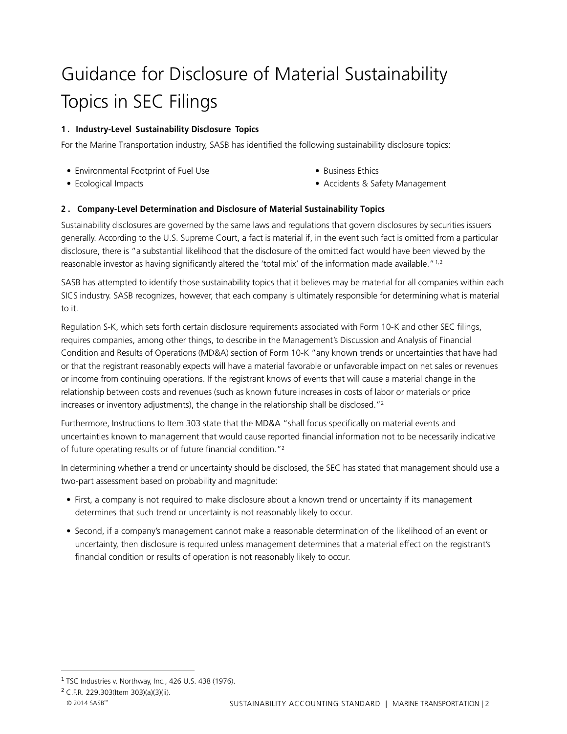# Guidance for Disclosure of Material Sustainability Topics in SEC Filings

**1. Industry-Level Sustainability Disclosure Topics**

For the Marine Transportation industry, SASB has identified the following sustainability disclosure topics:

- Environmental Footprint of Fuel Use
- Ecological Impacts
- Business Ethics
- Accidents & Safety Management

**2. Company-Level Determination and Disclosure of Material Sustainability Topics**

Sustainability disclosures are governed by the same laws and regulations that govern disclosures by securities issuers generally. According to the U.S. Supreme Court, a fact is material if, in the event such fact is omitted from a particular disclosure, there is "a substantial likelihood that the disclosure of the omitted fact would have been viewed by the reasonable investor as having significantly altered the 'total mix' of the information made available."[1,2]

SASB has attempted to identify those sustainability topics that it believes may be material for all companies within each SICS industry. SASB recognizes, however, that each company is ultimately responsible for determining what is material to it.

Regulation S-K, which sets forth certain disclosure requirements associated with Form 10-K and other SEC filings, requires companies, among other things, to describe in the Management's Discussion and Analysis of Financial Condition and Results of Operations (MD&A) section of Form 10-K "any known trends or uncertainties that have had or that the registrant reasonably expects will have a material favorable or unfavorable impact on net sales or revenues or income from continuing operations. If the registrant knows of events that will cause a material change in the relationship between costs and revenues (such as known future increases in costs of labor or materials or price increases or inventory adjustments), the change in the relationship shall be disclosed."[2]

Furthermore, Instructions to Item 303 state that the MD&A "shall focus specifically on material events and uncertainties known to management that would cause reported financial information not to be necessarily indicative of future operating results or of future financial condition."[2]

In determining whether a trend or uncertainty should be disclosed, the SEC has stated that management should use a two-part assessment based on probability and magnitude:

- First, a company is not required to make disclosure about a known trend or uncertainty if its management determines that such trend or uncertainty is not reasonably likely to occur.
- Second, if a company's management cannot make a reasonable determination of the likelihood of an event or uncertainty, then disclosure is required unless management determines that a material effect on the registrant's financial condition or results of operation is not reasonably likely to occur.

---

[1] TSC Industries v. Northway, Inc., 426 U.S. 438 (1976).

[2] C.F.R. 229.303(Item 303)(a)(3)(ii).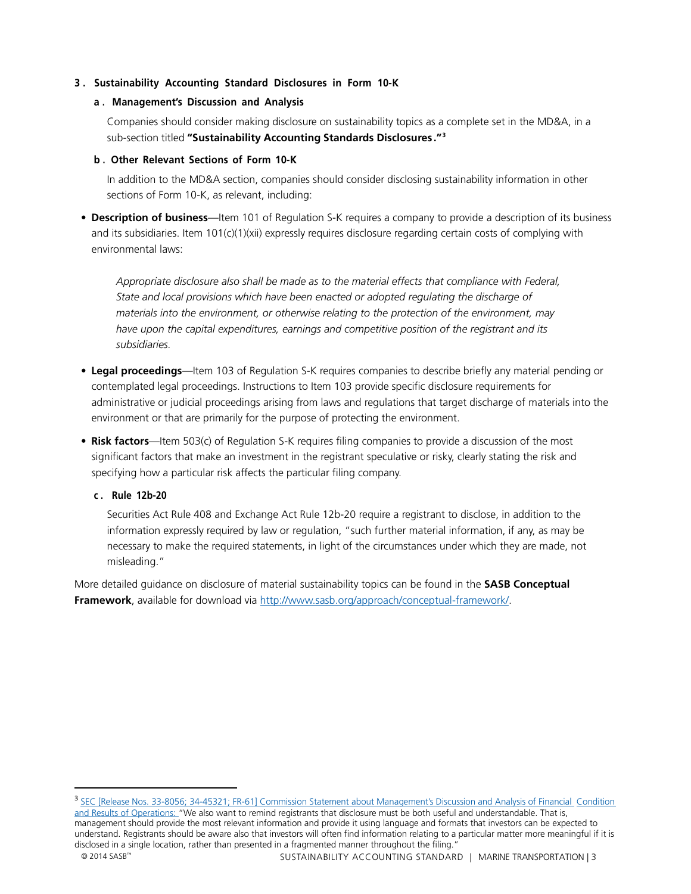### 3. Sustainability Accounting Standard Disclosures in Form 10-K

#### a. Management's Discussion and Analysis

Companies should consider making disclosure on sustainability topics as a complete set in the MD&A, in a sub-section titled **"Sustainability Accounting Standards Disclosures."**[3]

#### b. Other Relevant Sections of Form 10-K

In addition to the MD&A section, companies should consider disclosing sustainability information in other sections of Form 10-K, as relevant, including:

- **Description of business**—Item 101 of Regulation S-K requires a company to provide a description of its business and its subsidiaries. Item 101(c)(1)(xii) expressly requires disclosure regarding certain costs of complying with environmental laws:

  *Appropriate disclosure also shall be made as to the material effects that compliance with Federal, State and local provisions which have been enacted or adopted regulating the discharge of materials into the environment, or otherwise relating to the protection of the environment, may have upon the capital expenditures, earnings and competitive position of the registrant and its subsidiaries.*

- **Legal proceedings**—Item 103 of Regulation S-K requires companies to describe briefly any material pending or contemplated legal proceedings. Instructions to Item 103 provide specific disclosure requirements for administrative or judicial proceedings arising from laws and regulations that target discharge of materials into the environment or that are primarily for the purpose of protecting the environment.

- **Risk factors**—Item 503(c) of Regulation S-K requires filing companies to provide a discussion of the most significant factors that make an investment in the registrant speculative or risky, clearly stating the risk and specifying how a particular risk affects the particular filing company.

#### c. Rule 12b-20

Securities Act Rule 408 and Exchange Act Rule 12b-20 require a registrant to disclose, in addition to the information expressly required by law or regulation, "such further material information, if any, as may be necessary to make the required statements, in light of the circumstances under which they are made, not misleading."

More detailed guidance on disclosure of material sustainability topics can be found in the **SASB Conceptual Framework**, available for download via http://www.sasb.org/approach/conceptual-framework/.

---

[3] SEC [Release Nos. 33-8056; 34-45321; FR-61] Commission Statement about Management's Discussion and Analysis of Financial Condition and Results of Operations: "We also want to remind registrants that disclosure must be both useful and understandable. That is, management should provide the most relevant information and provide it using language and formats that investors can be expected to understand. Registrants should be aware also that investors will often find information relating to a particular matter more meaningful if it is disclosed in a single location, rather than presented in a fragmented manner throughout the filing."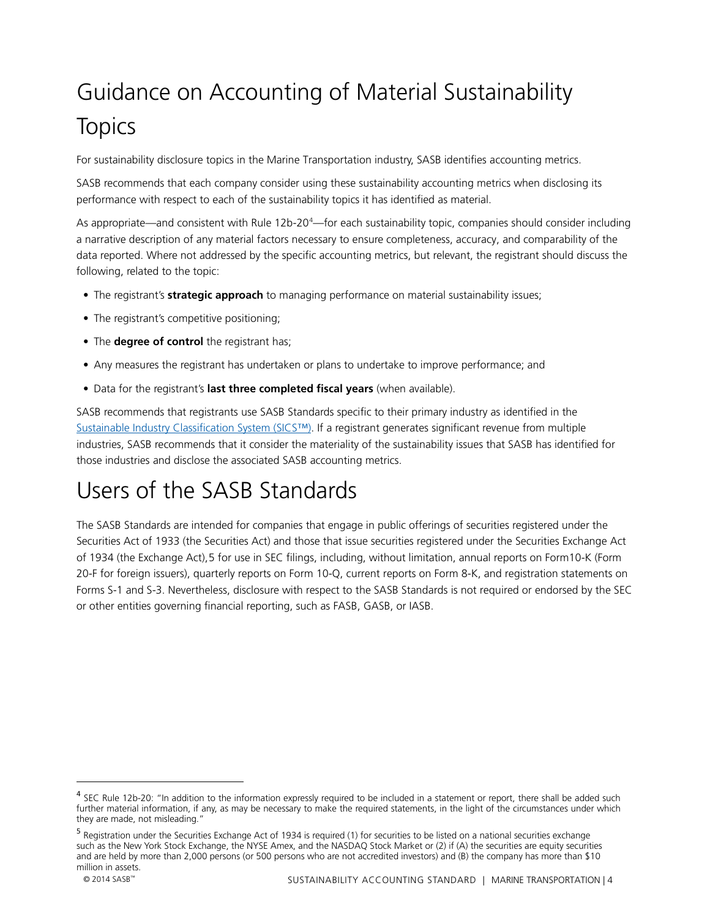# Guidance on Accounting of Material Sustainability Topics

For sustainability disclosure topics in the Marine Transportation industry, SASB identifies accounting metrics.

SASB recommends that each company consider using these sustainability accounting metrics when disclosing its performance with respect to each of the sustainability topics it has identified as material.

As appropriate—and consistent with Rule 12b-20[4]—for each sustainability topic, companies should consider including a narrative description of any material factors necessary to ensure completeness, accuracy, and comparability of the data reported. Where not addressed by the specific accounting metrics, but relevant, the registrant should discuss the following, related to the topic:

- The registrant's **strategic approach** to managing performance on material sustainability issues;
- The registrant's competitive positioning;
- The **degree of control** the registrant has;
- Any measures the registrant has undertaken or plans to undertake to improve performance; and
- Data for the registrant's **last three completed fiscal years** (when available).

SASB recommends that registrants use SASB Standards specific to their primary industry as identified in the [Sustainable Industry Classification System (SICS™)](). If a registrant generates significant revenue from multiple industries, SASB recommends that it consider the materiality of the sustainability issues that SASB has identified for those industries and disclose the associated SASB accounting metrics.

# Users of the SASB Standards

The SASB Standards are intended for companies that engage in public offerings of securities registered under the Securities Act of 1933 (the Securities Act) and those that issue securities registered under the Securities Exchange Act of 1934 (the Exchange Act),5 for use in SEC filings, including, without limitation, annual reports on Form10-K (Form 20-F for foreign issuers), quarterly reports on Form 10-Q, current reports on Form 8-K, and registration statements on Forms S-1 and S-3. Nevertheless, disclosure with respect to the SASB Standards is not required or endorsed by the SEC or other entities governing financial reporting, such as FASB, GASB, or IASB.

---

[4] SEC Rule 12b-20: "In addition to the information expressly required to be included in a statement or report, there shall be added such further material information, if any, as may be necessary to make the required statements, in the light of the circumstances under which they are made, not misleading."

[5] Registration under the Securities Exchange Act of 1934 is required (1) for securities to be listed on a national securities exchange such as the New York Stock Exchange, the NYSE Amex, and the NASDAQ Stock Market or (2) if (A) the securities are equity securities and are held by more than 2,000 persons (or 500 persons who are not accredited investors) and (B) the company has more than $10 million in assets.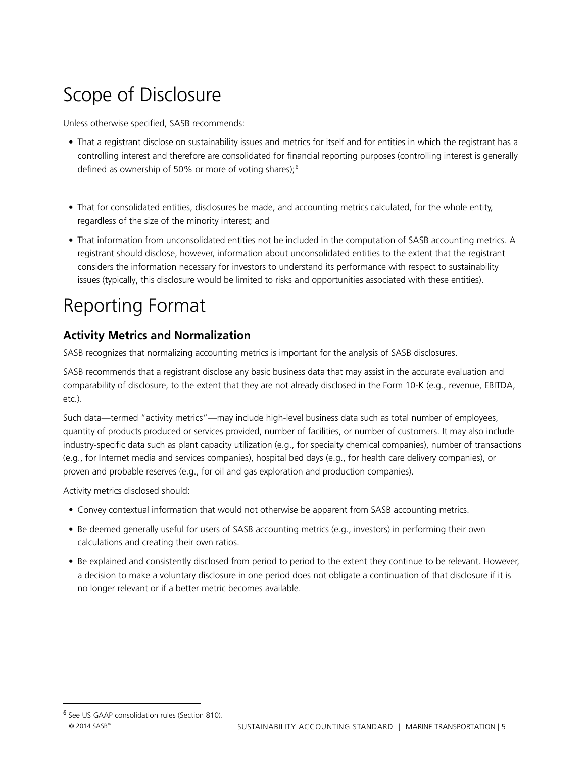# Scope of Disclosure

Unless otherwise specified, SASB recommends:

- That a registrant disclose on sustainability issues and metrics for itself and for entities in which the registrant has a controlling interest and therefore are consolidated for financial reporting purposes (controlling interest is generally defined as ownership of 50% or more of voting shares);[6]

- That for consolidated entities, disclosures be made, and accounting metrics calculated, for the whole entity, regardless of the size of the minority interest; and
- That information from unconsolidated entities not be included in the computation of SASB accounting metrics. A registrant should disclose, however, information about unconsolidated entities to the extent that the registrant considers the information necessary for investors to understand its performance with respect to sustainability issues (typically, this disclosure would be limited to risks and opportunities associated with these entities).

# Reporting Format

### Activity Metrics and Normalization

SASB recognizes that normalizing accounting metrics is important for the analysis of SASB disclosures.

SASB recommends that a registrant disclose any basic business data that may assist in the accurate evaluation and comparability of disclosure, to the extent that they are not already disclosed in the Form 10-K (e.g., revenue, EBITDA, etc.).

Such data—termed "activity metrics"—may include high-level business data such as total number of employees, quantity of products produced or services provided, number of facilities, or number of customers. It may also include industry-specific data such as plant capacity utilization (e.g., for specialty chemical companies), number of transactions (e.g., for Internet media and services companies), hospital bed days (e.g., for health care delivery companies), or proven and probable reserves (e.g., for oil and gas exploration and production companies).

Activity metrics disclosed should:

- Convey contextual information that would not otherwise be apparent from SASB accounting metrics.
- Be deemed generally useful for users of SASB accounting metrics (e.g., investors) in performing their own calculations and creating their own ratios.
- Be explained and consistently disclosed from period to period to the extent they continue to be relevant. However, a decision to make a voluntary disclosure in one period does not obligate a continuation of that disclosure if it is no longer relevant or if a better metric becomes available.

---

[6] See US GAAP consolidation rules (Section 810).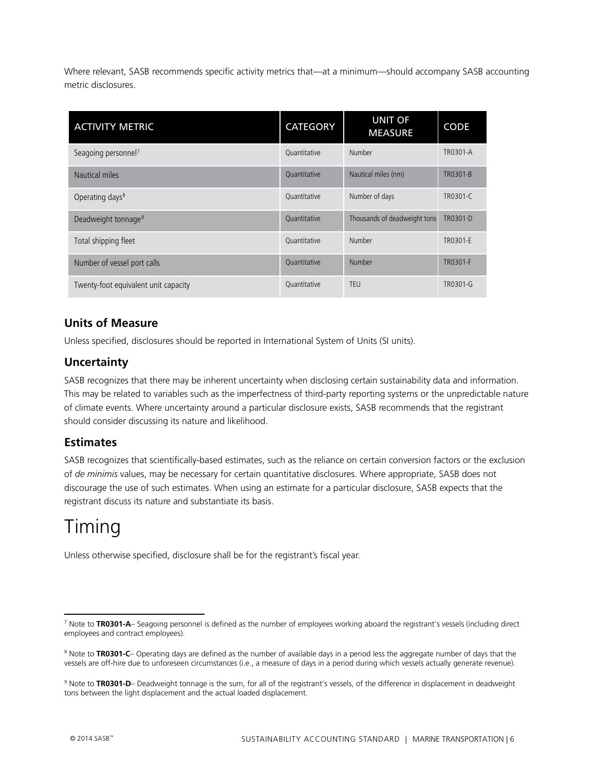Where relevant, SASB recommends specific activity metrics that—at a minimum—should accompany SASB accounting metric disclosures.

| ACTIVITY METRIC | CATEGORY | UNIT OF MEASURE | CODE |
| --- | --- | --- | --- |
| Seagoing personnel[7] | Quantitative | Number | TR0301-A |
| Nautical miles | Quantitative | Nautical miles (nm) | TR0301-B |
| Operating days[8] | Quantitative | Number of days | TR0301-C |
| Deadweight tonnage[9] | Quantitative | Thousands of deadweight tons | TR0301-D |
| Total shipping fleet | Quantitative | Number | TR0301-E |
| Number of vessel port calls | Quantitative | Number | TR0301-F |
| Twenty-foot equivalent unit capacity | Quantitative | TEU | TR0301-G |

### Units of Measure

Unless specified, disclosures should be reported in International System of Units (SI units).

### Uncertainty

SASB recognizes that there may be inherent uncertainty when disclosing certain sustainability data and information. This may be related to variables such as the imperfectness of third-party reporting systems or the unpredictable nature of climate events. Where uncertainty around a particular disclosure exists, SASB recommends that the registrant should consider discussing its nature and likelihood.

### Estimates

SASB recognizes that scientifically-based estimates, such as the reliance on certain conversion factors or the exclusion of *de minimis* values, may be necessary for certain quantitative disclosures. Where appropriate, SASB does not discourage the use of such estimates. When using an estimate for a particular disclosure, SASB expects that the registrant discuss its nature and substantiate its basis.

# Timing

Unless otherwise specified, disclosure shall be for the registrant's fiscal year.

---

[7] Note to **TR0301-A**– Seagoing personnel is defined as the number of employees working aboard the registrant's vessels (including direct employees and contract employees).

[8] Note to **TR0301-C**– Operating days are defined as the number of available days in a period less the aggregate number of days that the vessels are off-hire due to unforeseen circumstances (i.e., a measure of days in a period during which vessels actually generate revenue).

[9] Note to **TR0301-D**– Deadweight tonnage is the sum, for all of the registrant's vessels, of the difference in displacement in deadweight tons between the light displacement and the actual loaded displacement.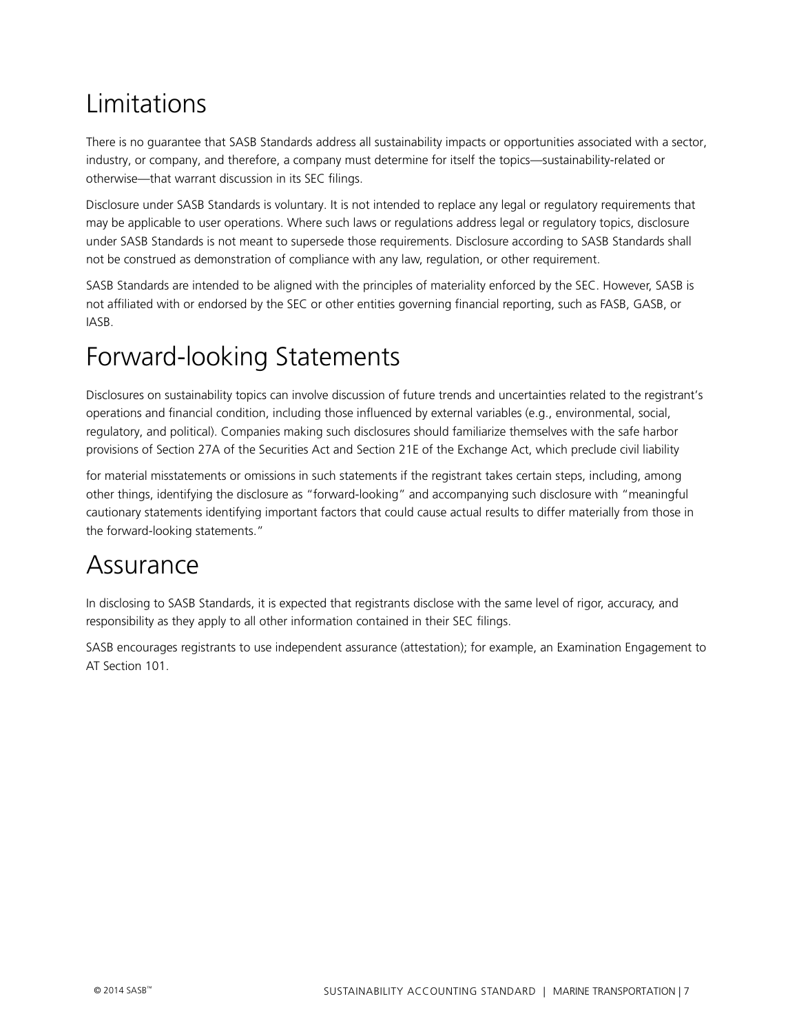# Limitations

There is no guarantee that SASB Standards address all sustainability impacts or opportunities associated with a sector, industry, or company, and therefore, a company must determine for itself the topics—sustainability-related or otherwise—that warrant discussion in its SEC filings.

Disclosure under SASB Standards is voluntary. It is not intended to replace any legal or regulatory requirements that may be applicable to user operations. Where such laws or regulations address legal or regulatory topics, disclosure under SASB Standards is not meant to supersede those requirements. Disclosure according to SASB Standards shall not be construed as demonstration of compliance with any law, regulation, or other requirement.

SASB Standards are intended to be aligned with the principles of materiality enforced by the SEC. However, SASB is not affiliated with or endorsed by the SEC or other entities governing financial reporting, such as FASB, GASB, or IASB.

# Forward-looking Statements

Disclosures on sustainability topics can involve discussion of future trends and uncertainties related to the registrant's operations and financial condition, including those influenced by external variables (e.g., environmental, social, regulatory, and political). Companies making such disclosures should familiarize themselves with the safe harbor provisions of Section 27A of the Securities Act and Section 21E of the Exchange Act, which preclude civil liability for material misstatements or omissions in such statements if the registrant takes certain steps, including, among other things, identifying the disclosure as "forward-looking" and accompanying such disclosure with "meaningful cautionary statements identifying important factors that could cause actual results to differ materially from those in the forward-looking statements."

# Assurance

In disclosing to SASB Standards, it is expected that registrants disclose with the same level of rigor, accuracy, and responsibility as they apply to all other information contained in their SEC filings.

SASB encourages registrants to use independent assurance (attestation); for example, an Examination Engagement to AT Section 101.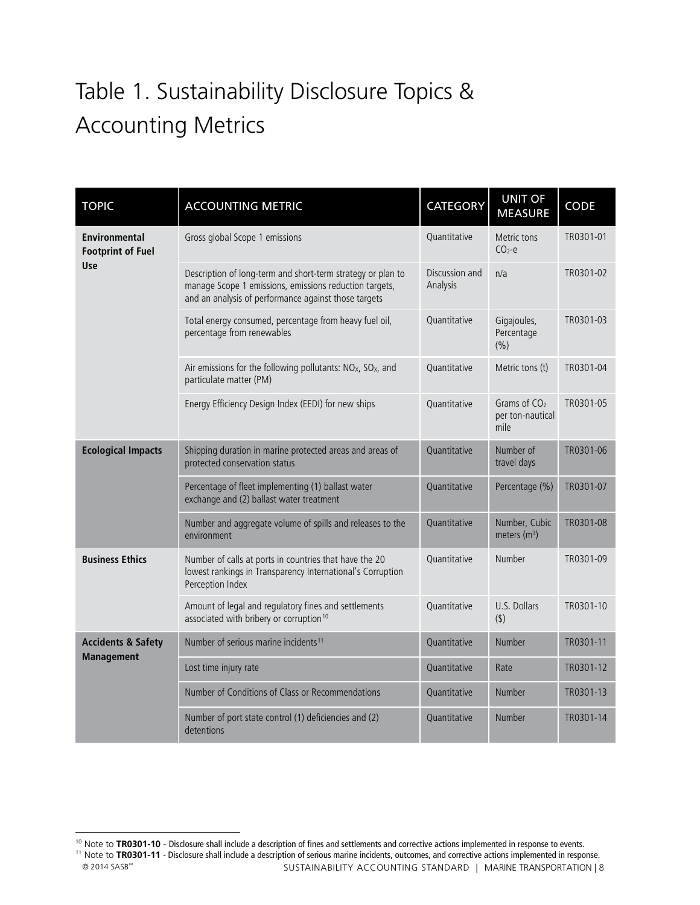# Table 1. Sustainability Disclosure Topics & Accounting Metrics

| TOPIC | ACCOUNTING METRIC | CATEGORY | UNIT OF MEASURE | CODE |
| --- | --- | --- | --- | --- |
| **Environmental Footprint of Fuel Use** | Gross global Scope 1 emissions | Quantitative | Metric tons $CO_2$-e | TR0301-01 |
| | Description of long-term and short-term strategy or plan to manage Scope 1 emissions, emissions reduction targets, and an analysis of performance against those targets | Discussion and Analysis | n/a | TR0301-02 |
| | Total energy consumed, percentage from heavy fuel oil, percentage from renewables | Quantitative | Gigajoules, Percentage (%) | TR0301-03 |
| | Air emissions for the following pollutants: $NO_X$, $SO_X$, and particulate matter (PM) | Quantitative | Metric tons (t) | TR0301-04 |
| | Energy Efficiency Design Index (EEDI) for new ships | Quantitative | Grams of $CO_2$ per ton-nautical mile | TR0301-05 |
| **Ecological Impacts** | Shipping duration in marine protected areas and areas of protected conservation status | Quantitative | Number of travel days | TR0301-06 |
| | Percentage of fleet implementing (1) ballast water exchange and (2) ballast water treatment | Quantitative | Percentage (%) | TR0301-07 |
| | Number and aggregate volume of spills and releases to the environment | Quantitative | Number, Cubic meters ($m^3$) | TR0301-08 |
| **Business Ethics** | Number of calls at ports in countries that have the 20 lowest rankings in Transparency International's Corruption Perception Index | Quantitative | Number | TR0301-09 |
| | Amount of legal and regulatory fines and settlements associated with bribery or corruption[10] | Quantitative | U.S. Dollars ($) | TR0301-10 |
| **Accidents & Safety Management** | Number of serious marine incidents[11] | Quantitative | Number | TR0301-11 |
| | Lost time injury rate | Quantitative | Rate | TR0301-12 |
| | Number of Conditions of Class or Recommendations | Quantitative | Number | TR0301-13 |
| | Number of port state control (1) deficiencies and (2) detentions | Quantitative | Number | TR0301-14 |

[10] Note to **TR0301-10** - Disclosure shall include a description of fines and settlements and corrective actions implemented in response to events.

[11] Note to **TR0301-11** - Disclosure shall include a description of serious marine incidents, outcomes, and corrective actions implemented in response.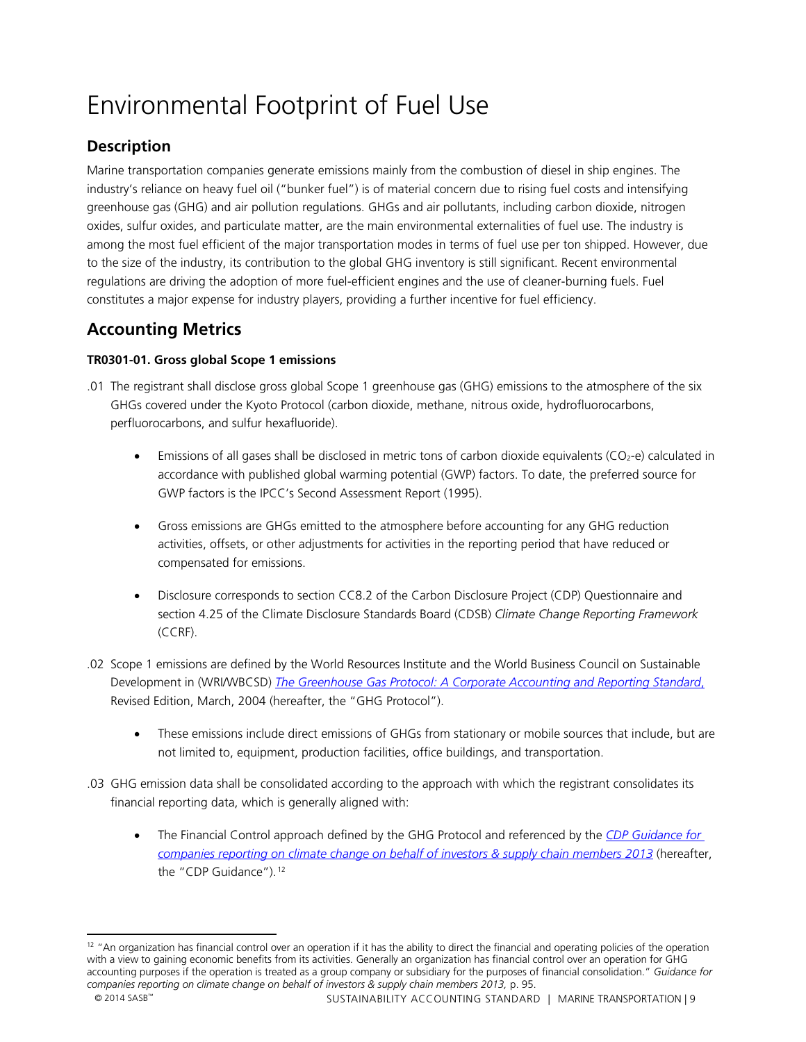# Environmental Footprint of Fuel Use

## Description

Marine transportation companies generate emissions mainly from the combustion of diesel in ship engines. The industry's reliance on heavy fuel oil ("bunker fuel") is of material concern due to rising fuel costs and intensifying greenhouse gas (GHG) and air pollution regulations. GHGs and air pollutants, including carbon dioxide, nitrogen oxides, sulfur oxides, and particulate matter, are the main environmental externalities of fuel use. The industry is among the most fuel efficient of the major transportation modes in terms of fuel use per ton shipped. However, due to the size of the industry, its contribution to the global GHG inventory is still significant. Recent environmental regulations are driving the adoption of more fuel-efficient engines and the use of cleaner-burning fuels. Fuel constitutes a major expense for industry players, providing a further incentive for fuel efficiency.

## Accounting Metrics

**TR0301-01. Gross global Scope 1 emissions**

.01 The registrant shall disclose gross global Scope 1 greenhouse gas (GHG) emissions to the atmosphere of the six GHGs covered under the Kyoto Protocol (carbon dioxide, methane, nitrous oxide, hydrofluorocarbons, perfluorocarbons, and sulfur hexafluoride).

- Emissions of all gases shall be disclosed in metric tons of carbon dioxide equivalents ($CO_2$-e) calculated in accordance with published global warming potential (GWP) factors. To date, the preferred source for GWP factors is the IPCC's Second Assessment Report (1995).
- Gross emissions are GHGs emitted to the atmosphere before accounting for any GHG reduction activities, offsets, or other adjustments for activities in the reporting period that have reduced or compensated for emissions.
- Disclosure corresponds to section CC8.2 of the Carbon Disclosure Project (CDP) Questionnaire and section 4.25 of the Climate Disclosure Standards Board (CDSB) *Climate Change Reporting Framework* (CCRF).

.02 Scope 1 emissions are defined by the World Resources Institute and the World Business Council on Sustainable Development in (WRI/WBCSD) *The Greenhouse Gas Protocol: A Corporate Accounting and Reporting Standard,* Revised Edition, March, 2004 (hereafter, the "GHG Protocol").

- These emissions include direct emissions of GHGs from stationary or mobile sources that include, but are not limited to, equipment, production facilities, office buildings, and transportation.

.03 GHG emission data shall be consolidated according to the approach with which the registrant consolidates its financial reporting data, which is generally aligned with:

- The Financial Control approach defined by the GHG Protocol and referenced by the *CDP Guidance for companies reporting on climate change on behalf of investors & supply chain members 2013* (hereafter, the "CDP Guidance").[12]

[12] "An organization has financial control over an operation if it has the ability to direct the financial and operating policies of the operation with a view to gaining economic benefits from its activities. Generally an organization has financial control over an operation for GHG accounting purposes if the operation is treated as a group company or subsidiary for the purposes of financial consolidation." *Guidance for companies reporting on climate change on behalf of investors & supply chain members 2013,* p. 95.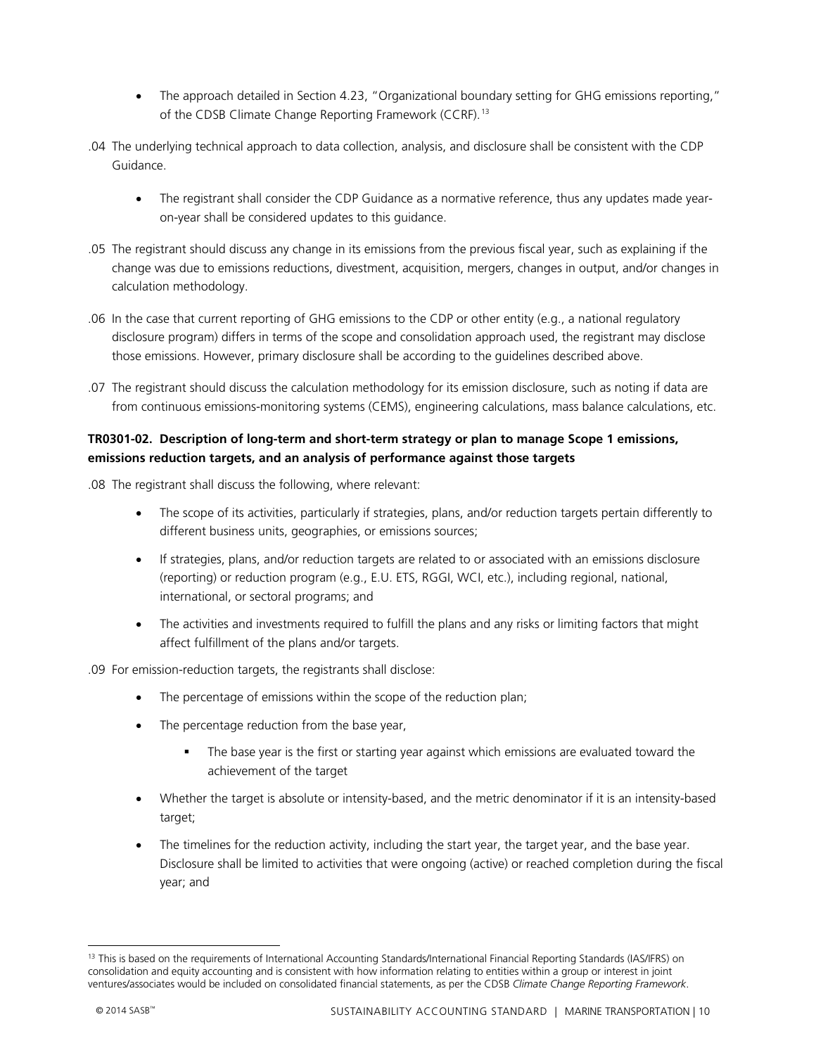- The approach detailed in Section 4.23, "Organizational boundary setting for GHG emissions reporting," of the CDSB Climate Change Reporting Framework (CCRF).[13]

.04 The underlying technical approach to data collection, analysis, and disclosure shall be consistent with the CDP Guidance.

- The registrant shall consider the CDP Guidance as a normative reference, thus any updates made year-on-year shall be considered updates to this guidance.

.05 The registrant should discuss any change in its emissions from the previous fiscal year, such as explaining if the change was due to emissions reductions, divestment, acquisition, mergers, changes in output, and/or changes in calculation methodology.

.06 In the case that current reporting of GHG emissions to the CDP or other entity (e.g., a national regulatory disclosure program) differs in terms of the scope and consolidation approach used, the registrant may disclose those emissions. However, primary disclosure shall be according to the guidelines described above.

.07 The registrant should discuss the calculation methodology for its emission disclosure, such as noting if data are from continuous emissions-monitoring systems (CEMS), engineering calculations, mass balance calculations, etc.

**TR0301-02. Description of long-term and short-term strategy or plan to manage Scope 1 emissions, emissions reduction targets, and an analysis of performance against those targets**

.08 The registrant shall discuss the following, where relevant:

- The scope of its activities, particularly if strategies, plans, and/or reduction targets pertain differently to different business units, geographies, or emissions sources;
- If strategies, plans, and/or reduction targets are related to or associated with an emissions disclosure (reporting) or reduction program (e.g., E.U. ETS, RGGI, WCI, etc.), including regional, national, international, or sectoral programs; and
- The activities and investments required to fulfill the plans and any risks or limiting factors that might affect fulfillment of the plans and/or targets.

.09 For emission-reduction targets, the registrants shall disclose:

- The percentage of emissions within the scope of the reduction plan;
- The percentage reduction from the base year,
  - The base year is the first or starting year against which emissions are evaluated toward the achievement of the target
- Whether the target is absolute or intensity-based, and the metric denominator if it is an intensity-based target;
- The timelines for the reduction activity, including the start year, the target year, and the base year. Disclosure shall be limited to activities that were ongoing (active) or reached completion during the fiscal year; and

[13] This is based on the requirements of International Accounting Standards/International Financial Reporting Standards (IAS/IFRS) on consolidation and equity accounting and is consistent with how information relating to entities within a group or interest in joint ventures/associates would be included on consolidated financial statements, as per the CDSB *Climate Change Reporting Framework*.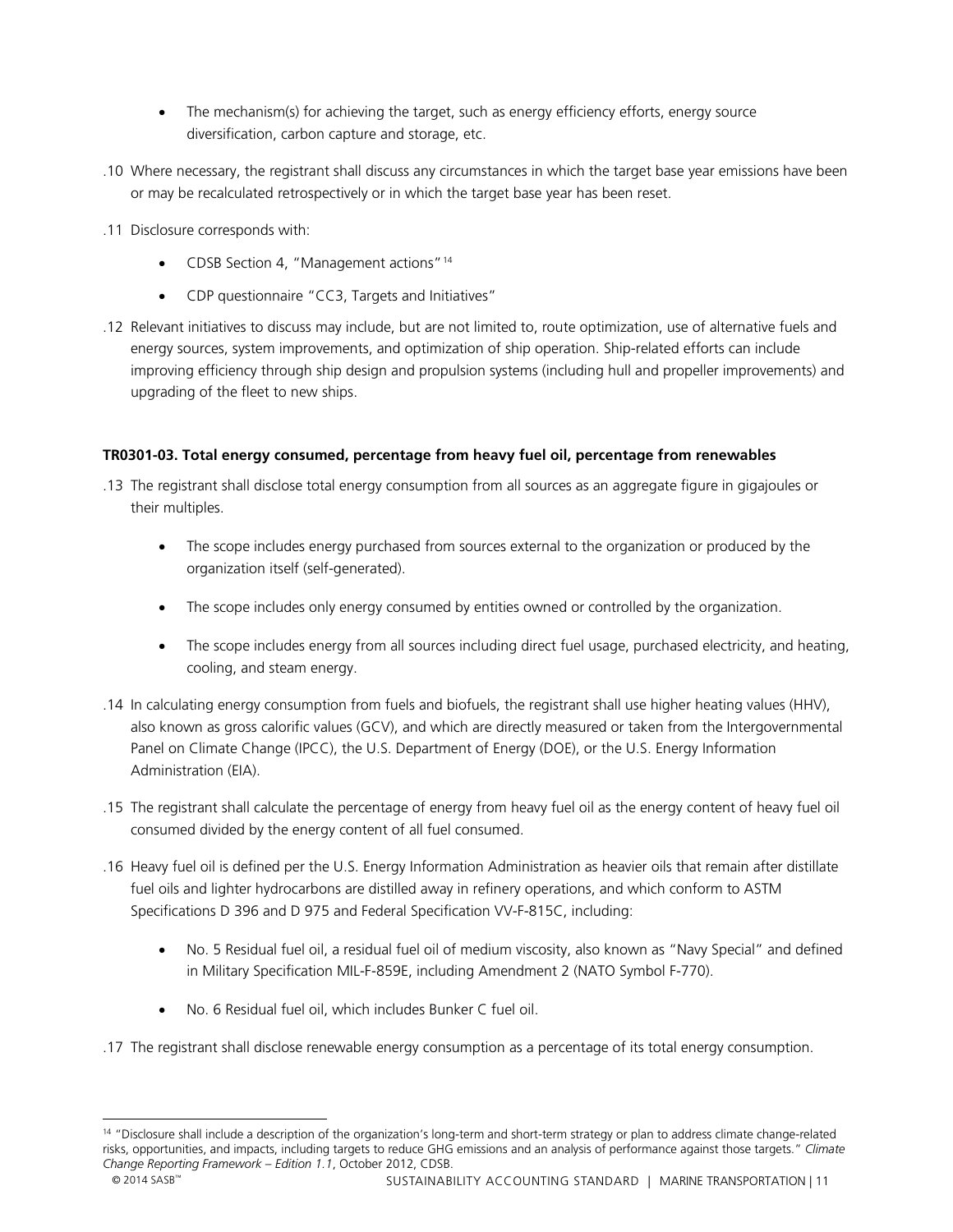- The mechanism(s) for achieving the target, such as energy efficiency efforts, energy source diversification, carbon capture and storage, etc.

.10 Where necessary, the registrant shall discuss any circumstances in which the target base year emissions have been or may be recalculated retrospectively or in which the target base year has been reset.

.11 Disclosure corresponds with:

- CDSB Section 4, "Management actions"[14]
- CDP questionnaire "CC3, Targets and Initiatives"

.12 Relevant initiatives to discuss may include, but are not limited to, route optimization, use of alternative fuels and energy sources, system improvements, and optimization of ship operation. Ship-related efforts can include improving efficiency through ship design and propulsion systems (including hull and propeller improvements) and upgrading of the fleet to new ships.

**TR0301-03. Total energy consumed, percentage from heavy fuel oil, percentage from renewables**

.13 The registrant shall disclose total energy consumption from all sources as an aggregate figure in gigajoules or their multiples.

- The scope includes energy purchased from sources external to the organization or produced by the organization itself (self-generated).
- The scope includes only energy consumed by entities owned or controlled by the organization.
- The scope includes energy from all sources including direct fuel usage, purchased electricity, and heating, cooling, and steam energy.

.14 In calculating energy consumption from fuels and biofuels, the registrant shall use higher heating values (HHV), also known as gross calorific values (GCV), and which are directly measured or taken from the Intergovernmental Panel on Climate Change (IPCC), the U.S. Department of Energy (DOE), or the U.S. Energy Information Administration (EIA).

.15 The registrant shall calculate the percentage of energy from heavy fuel oil as the energy content of heavy fuel oil consumed divided by the energy content of all fuel consumed.

.16 Heavy fuel oil is defined per the U.S. Energy Information Administration as heavier oils that remain after distillate fuel oils and lighter hydrocarbons are distilled away in refinery operations, and which conform to ASTM Specifications D 396 and D 975 and Federal Specification VV-F-815C, including:

- No. 5 Residual fuel oil, a residual fuel oil of medium viscosity, also known as "Navy Special" and defined in Military Specification MIL-F-859E, including Amendment 2 (NATO Symbol F-770).
- No. 6 Residual fuel oil, which includes Bunker C fuel oil.

.17 The registrant shall disclose renewable energy consumption as a percentage of its total energy consumption.

---

[14] "Disclosure shall include a description of the organization's long-term and short-term strategy or plan to address climate change-related risks, opportunities, and impacts, including targets to reduce GHG emissions and an analysis of performance against those targets." *Climate Change Reporting Framework – Edition 1.1*, October 2012, CDSB.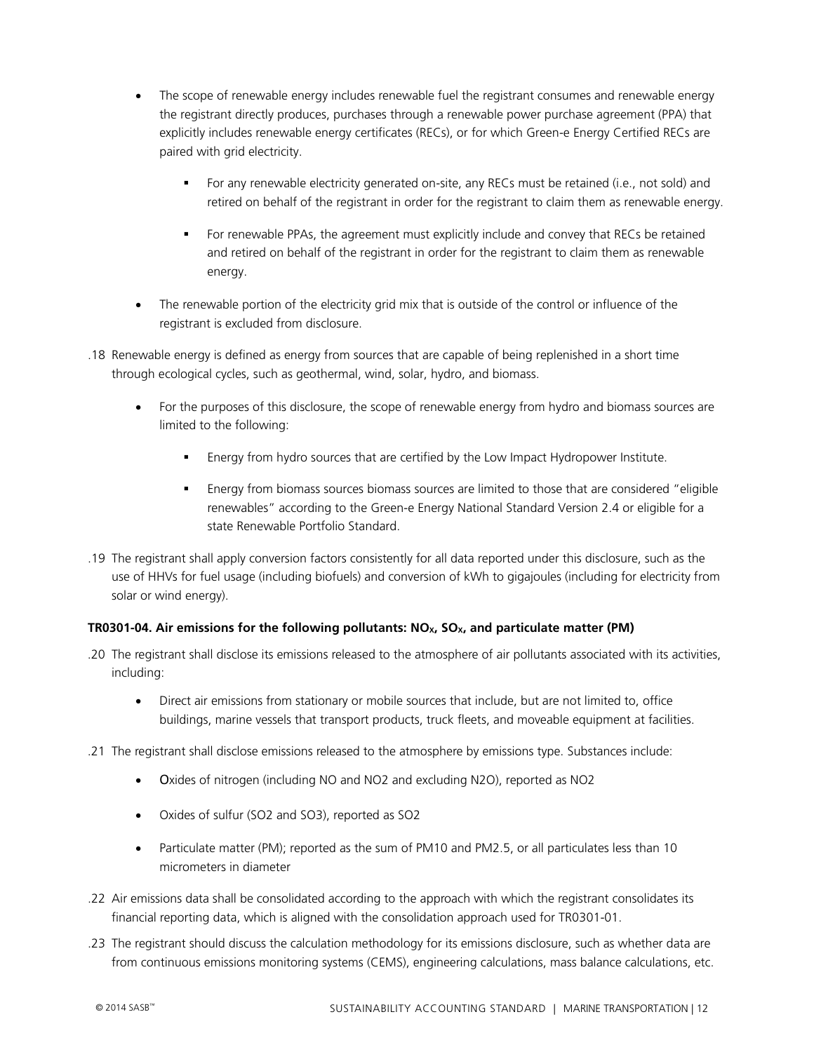- The scope of renewable energy includes renewable fuel the registrant consumes and renewable energy the registrant directly produces, purchases through a renewable power purchase agreement (PPA) that explicitly includes renewable energy certificates (RECs), or for which Green-e Energy Certified RECs are paired with grid electricity.
  - For any renewable electricity generated on-site, any RECs must be retained (i.e., not sold) and retired on behalf of the registrant in order for the registrant to claim them as renewable energy.
  - For renewable PPAs, the agreement must explicitly include and convey that RECs be retained and retired on behalf of the registrant in order for the registrant to claim them as renewable energy.
- The renewable portion of the electricity grid mix that is outside of the control or influence of the registrant is excluded from disclosure.

.18 Renewable energy is defined as energy from sources that are capable of being replenished in a short time through ecological cycles, such as geothermal, wind, solar, hydro, and biomass.

- For the purposes of this disclosure, the scope of renewable energy from hydro and biomass sources are limited to the following:
  - Energy from hydro sources that are certified by the Low Impact Hydropower Institute.
  - Energy from biomass sources biomass sources are limited to those that are considered "eligible renewables" according to the Green-e Energy National Standard Version 2.4 or eligible for a state Renewable Portfolio Standard.

.19 The registrant shall apply conversion factors consistently for all data reported under this disclosure, such as the use of HHVs for fuel usage (including biofuels) and conversion of kWh to gigajoules (including for electricity from solar or wind energy).

**TR0301-04. Air emissions for the following pollutants: $NO_X$, $SO_X$, and particulate matter (PM)**

.20 The registrant shall disclose its emissions released to the atmosphere of air pollutants associated with its activities, including:

- Direct air emissions from stationary or mobile sources that include, but are not limited to, office buildings, marine vessels that transport products, truck fleets, and moveable equipment at facilities.

.21 The registrant shall disclose emissions released to the atmosphere by emissions type. Substances include:

- Oxides of nitrogen (including NO and NO2 and excluding N2O), reported as NO2
- Oxides of sulfur (SO2 and SO3), reported as SO2
- Particulate matter (PM); reported as the sum of PM10 and PM2.5, or all particulates less than 10 micrometers in diameter

.22 Air emissions data shall be consolidated according to the approach with which the registrant consolidates its financial reporting data, which is aligned with the consolidation approach used for TR0301-01.

.23 The registrant should discuss the calculation methodology for its emissions disclosure, such as whether data are from continuous emissions monitoring systems (CEMS), engineering calculations, mass balance calculations, etc.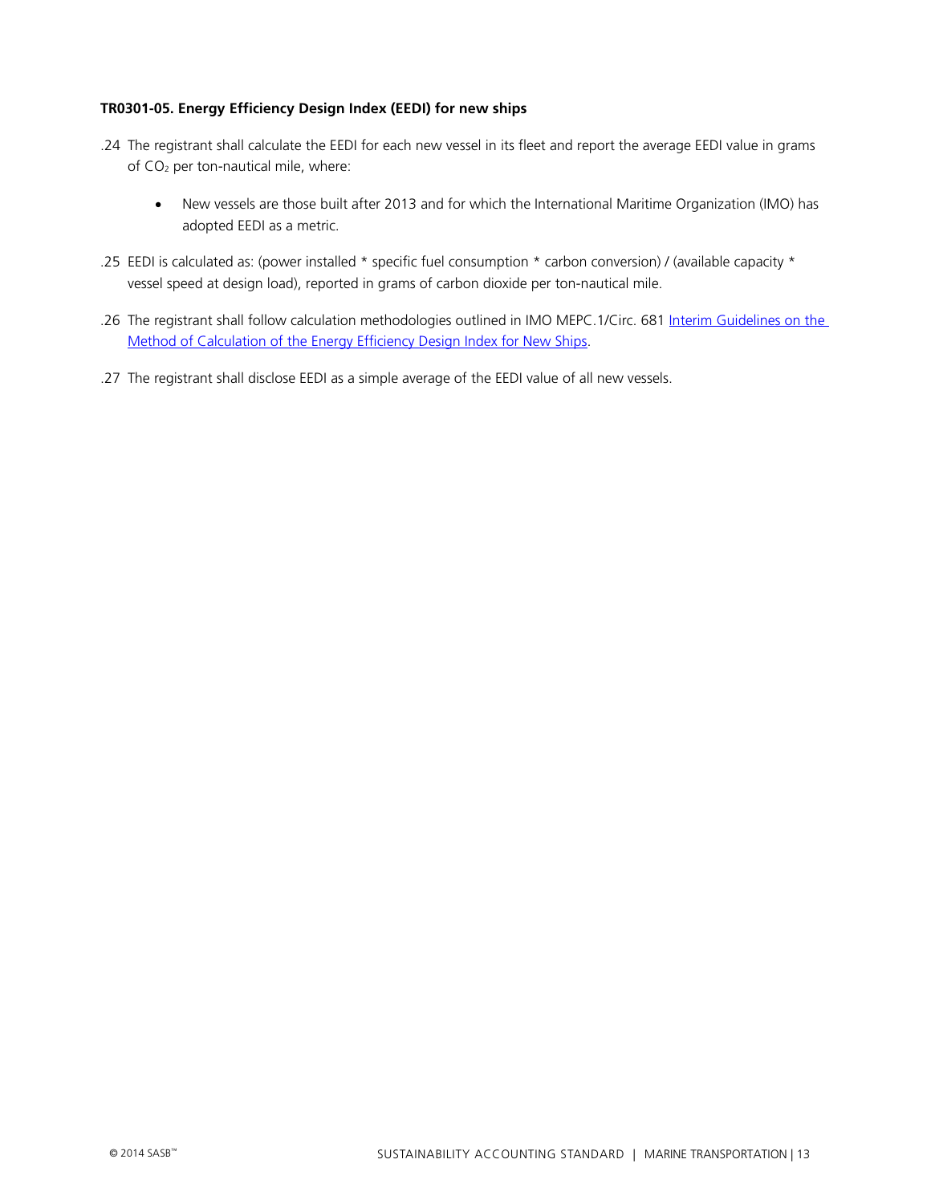**TR0301-05. Energy Efficiency Design Index (EEDI) for new ships**

.24 The registrant shall calculate the EEDI for each new vessel in its fleet and report the average EEDI value in grams of $CO_2$ per ton-nautical mile, where:

- New vessels are those built after 2013 and for which the International Maritime Organization (IMO) has adopted EEDI as a metric.

.25 EEDI is calculated as: (power installed * specific fuel consumption * carbon conversion) / (available capacity * vessel speed at design load), reported in grams of carbon dioxide per ton-nautical mile.

.26 The registrant shall follow calculation methodologies outlined in IMO MEPC.1/Circ. 681 [Interim Guidelines on the Method of Calculation of the Energy Efficiency Design Index for New Ships](#).

.27 The registrant shall disclose EEDI as a simple average of the EEDI value of all new vessels.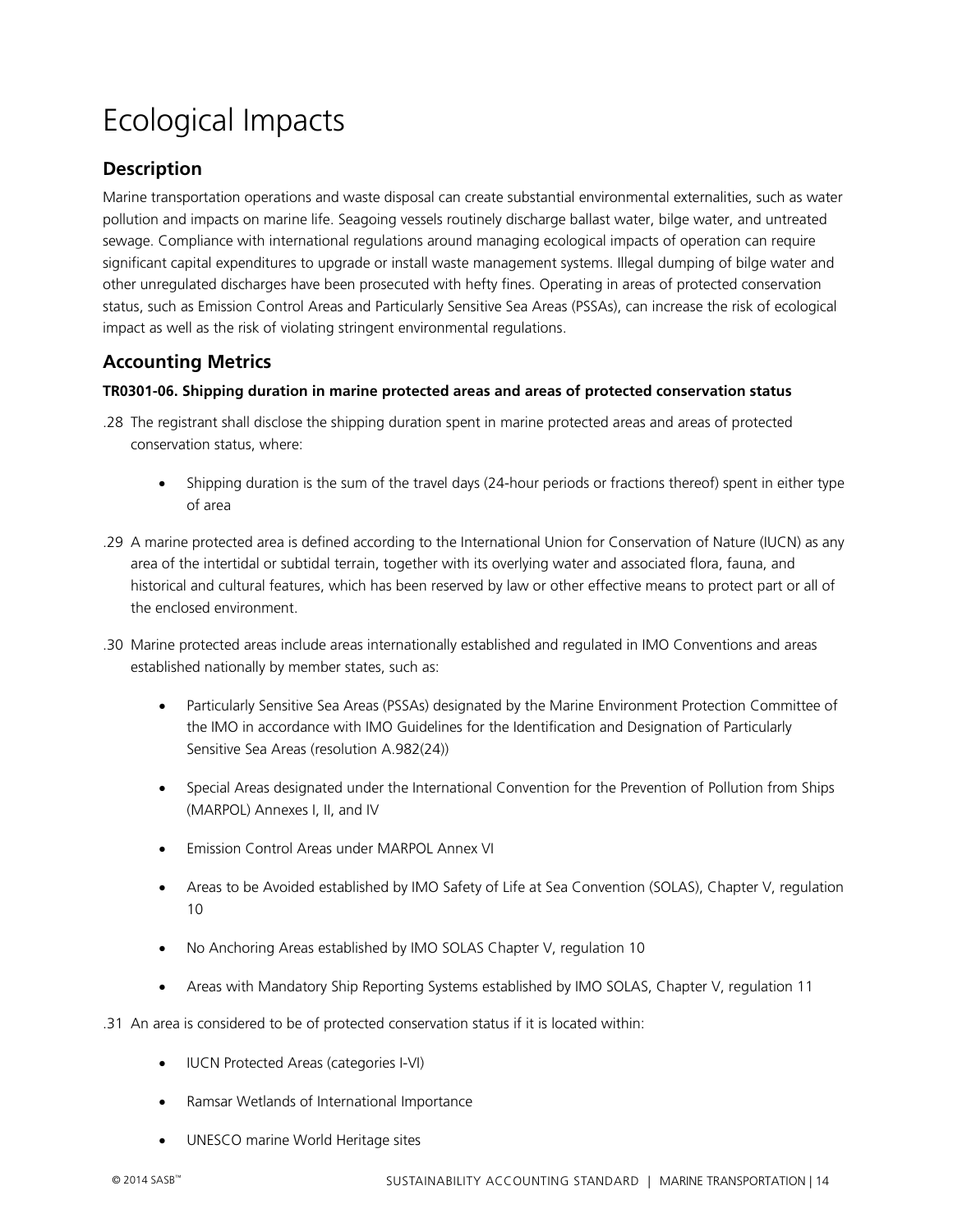# Ecological Impacts

## Description

Marine transportation operations and waste disposal can create substantial environmental externalities, such as water pollution and impacts on marine life. Seagoing vessels routinely discharge ballast water, bilge water, and untreated sewage. Compliance with international regulations around managing ecological impacts of operation can require significant capital expenditures to upgrade or install waste management systems. Illegal dumping of bilge water and other unregulated discharges have been prosecuted with hefty fines. Operating in areas of protected conservation status, such as Emission Control Areas and Particularly Sensitive Sea Areas (PSSAs), can increase the risk of ecological impact as well as the risk of violating stringent environmental regulations.

## Accounting Metrics

**TR0301-06. Shipping duration in marine protected areas and areas of protected conservation status**

.28 The registrant shall disclose the shipping duration spent in marine protected areas and areas of protected conservation status, where:

- Shipping duration is the sum of the travel days (24-hour periods or fractions thereof) spent in either type of area

.29 A marine protected area is defined according to the International Union for Conservation of Nature (IUCN) as any area of the intertidal or subtidal terrain, together with its overlying water and associated flora, fauna, and historical and cultural features, which has been reserved by law or other effective means to protect part or all of the enclosed environment.

.30 Marine protected areas include areas internationally established and regulated in IMO Conventions and areas established nationally by member states, such as:

- Particularly Sensitive Sea Areas (PSSAs) designated by the Marine Environment Protection Committee of the IMO in accordance with IMO Guidelines for the Identification and Designation of Particularly Sensitive Sea Areas (resolution A.982(24))
- Special Areas designated under the International Convention for the Prevention of Pollution from Ships (MARPOL) Annexes I, II, and IV
- Emission Control Areas under MARPOL Annex VI
- Areas to be Avoided established by IMO Safety of Life at Sea Convention (SOLAS), Chapter V, regulation 10
- No Anchoring Areas established by IMO SOLAS Chapter V, regulation 10
- Areas with Mandatory Ship Reporting Systems established by IMO SOLAS, Chapter V, regulation 11

.31 An area is considered to be of protected conservation status if it is located within:

- IUCN Protected Areas (categories I-VI)
- Ramsar Wetlands of International Importance
- UNESCO marine World Heritage sites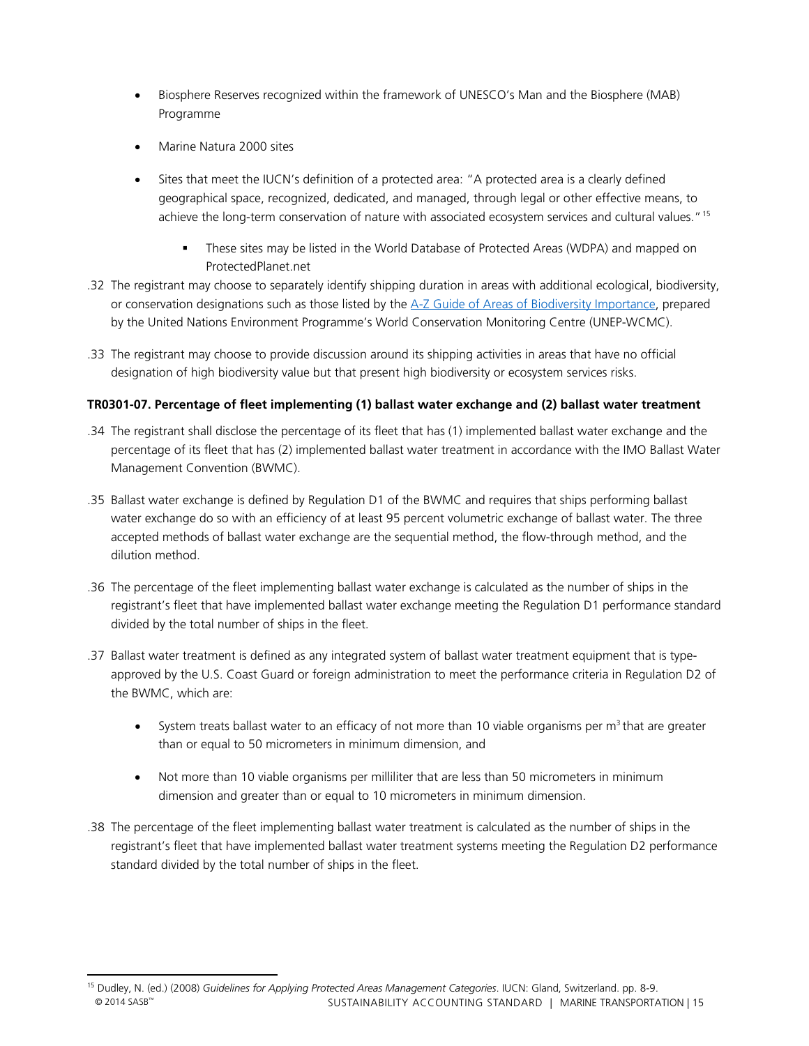- Biosphere Reserves recognized within the framework of UNESCO's Man and the Biosphere (MAB) Programme
- Marine Natura 2000 sites
- Sites that meet the IUCN's definition of a protected area: "A protected area is a clearly defined geographical space, recognized, dedicated, and managed, through legal or other effective means, to achieve the long-term conservation of nature with associated ecosystem services and cultural values." [15]
  - These sites may be listed in the World Database of Protected Areas (WDPA) and mapped on ProtectedPlanet.net

.32 The registrant may choose to separately identify shipping duration in areas with additional ecological, biodiversity, or conservation designations such as those listed by the A-Z Guide of Areas of Biodiversity Importance, prepared by the United Nations Environment Programme's World Conservation Monitoring Centre (UNEP-WCMC).

.33 The registrant may choose to provide discussion around its shipping activities in areas that have no official designation of high biodiversity value but that present high biodiversity or ecosystem services risks.

**TR0301-07. Percentage of fleet implementing (1) ballast water exchange and (2) ballast water treatment**

.34 The registrant shall disclose the percentage of its fleet that has (1) implemented ballast water exchange and the percentage of its fleet that has (2) implemented ballast water treatment in accordance with the IMO Ballast Water Management Convention (BWMC).

.35 Ballast water exchange is defined by Regulation D1 of the BWMC and requires that ships performing ballast water exchange do so with an efficiency of at least 95 percent volumetric exchange of ballast water. The three accepted methods of ballast water exchange are the sequential method, the flow-through method, and the dilution method.

.36 The percentage of the fleet implementing ballast water exchange is calculated as the number of ships in the registrant's fleet that have implemented ballast water exchange meeting the Regulation D1 performance standard divided by the total number of ships in the fleet.

.37 Ballast water treatment is defined as any integrated system of ballast water treatment equipment that is type-approved by the U.S. Coast Guard or foreign administration to meet the performance criteria in Regulation D2 of the BWMC, which are:

- System treats ballast water to an efficacy of not more than 10 viable organisms per $m^3$ that are greater than or equal to 50 micrometers in minimum dimension, and
- Not more than 10 viable organisms per milliliter that are less than 50 micrometers in minimum dimension and greater than or equal to 10 micrometers in minimum dimension.

.38 The percentage of the fleet implementing ballast water treatment is calculated as the number of ships in the registrant's fleet that have implemented ballast water treatment systems meeting the Regulation D2 performance standard divided by the total number of ships in the fleet.

[15] Dudley, N. (ed.) (2008) *Guidelines for Applying Protected Areas Management Categories*. IUCN: Gland, Switzerland. pp. 8-9.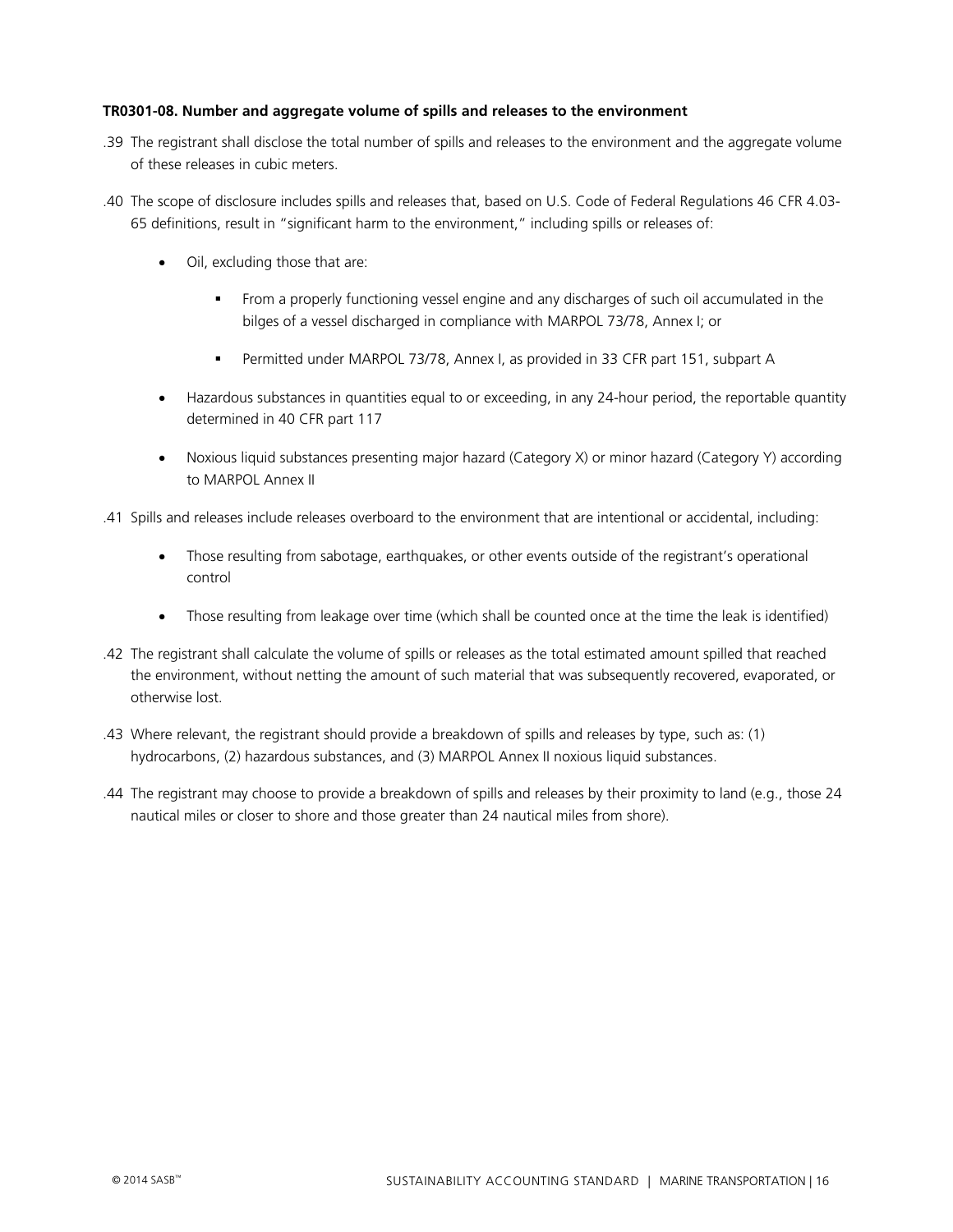**TR0301-08. Number and aggregate volume of spills and releases to the environment**

.39 The registrant shall disclose the total number of spills and releases to the environment and the aggregate volume of these releases in cubic meters.

.40 The scope of disclosure includes spills and releases that, based on U.S. Code of Federal Regulations 46 CFR 4.03-65 definitions, result in "significant harm to the environment," including spills or releases of:

- Oil, excluding those that are:
  - From a properly functioning vessel engine and any discharges of such oil accumulated in the bilges of a vessel discharged in compliance with MARPOL 73/78, Annex I; or
  - Permitted under MARPOL 73/78, Annex I, as provided in 33 CFR part 151, subpart A
- Hazardous substances in quantities equal to or exceeding, in any 24-hour period, the reportable quantity determined in 40 CFR part 117
- Noxious liquid substances presenting major hazard (Category X) or minor hazard (Category Y) according to MARPOL Annex II

.41 Spills and releases include releases overboard to the environment that are intentional or accidental, including:

- Those resulting from sabotage, earthquakes, or other events outside of the registrant's operational control
- Those resulting from leakage over time (which shall be counted once at the time the leak is identified)

.42 The registrant shall calculate the volume of spills or releases as the total estimated amount spilled that reached the environment, without netting the amount of such material that was subsequently recovered, evaporated, or otherwise lost.

.43 Where relevant, the registrant should provide a breakdown of spills and releases by type, such as: (1) hydrocarbons, (2) hazardous substances, and (3) MARPOL Annex II noxious liquid substances.

.44 The registrant may choose to provide a breakdown of spills and releases by their proximity to land (e.g., those 24 nautical miles or closer to shore and those greater than 24 nautical miles from shore).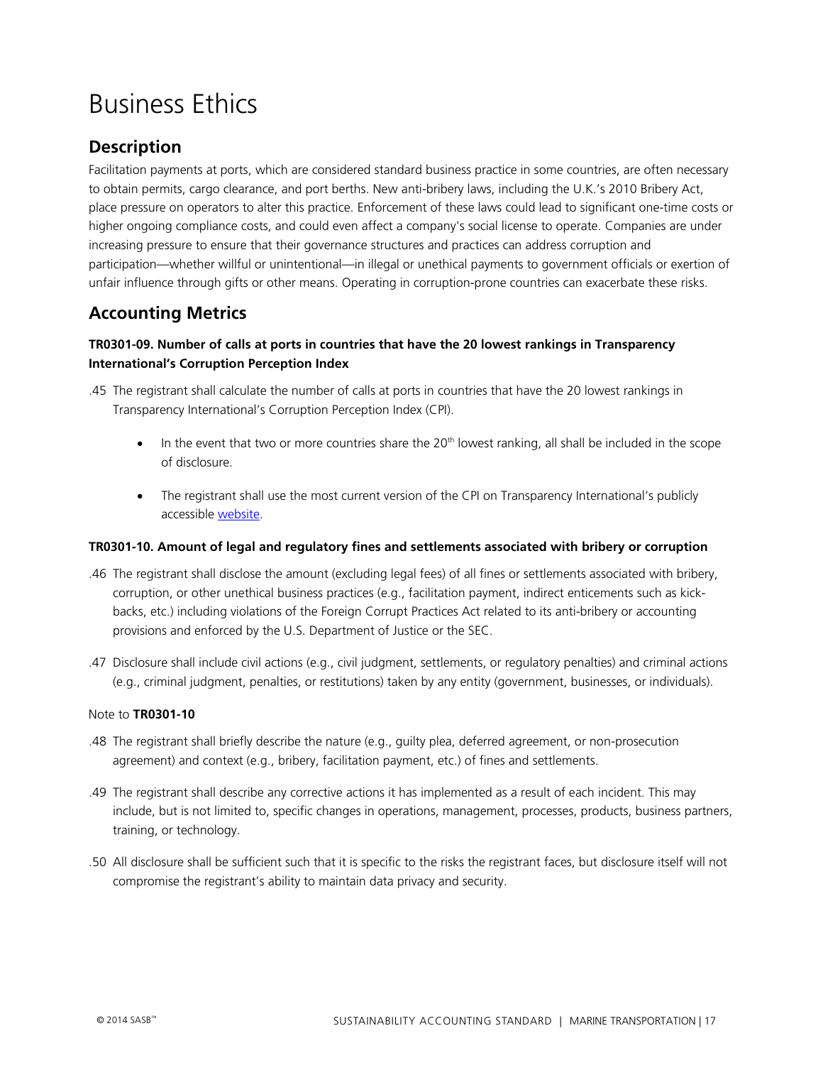# Business Ethics

## Description

Facilitation payments at ports, which are considered standard business practice in some countries, are often necessary to obtain permits, cargo clearance, and port berths. New anti-bribery laws, including the U.K.'s 2010 Bribery Act, place pressure on operators to alter this practice. Enforcement of these laws could lead to significant one-time costs or higher ongoing compliance costs, and could even affect a company's social license to operate. Companies are under increasing pressure to ensure that their governance structures and practices can address corruption and participation—whether willful or unintentional—in illegal or unethical payments to government officials or exertion of unfair influence through gifts or other means. Operating in corruption-prone countries can exacerbate these risks.

## Accounting Metrics

### TR0301-09. Number of calls at ports in countries that have the 20 lowest rankings in Transparency International's Corruption Perception Index

.45 The registrant shall calculate the number of calls at ports in countries that have the 20 lowest rankings in Transparency International's Corruption Perception Index (CPI).

- In the event that two or more countries share the 20th lowest ranking, all shall be included in the scope of disclosure.
- The registrant shall use the most current version of the CPI on Transparency International's publicly accessible website.

### TR0301-10. Amount of legal and regulatory fines and settlements associated with bribery or corruption

.46 The registrant shall disclose the amount (excluding legal fees) of all fines or settlements associated with bribery, corruption, or other unethical business practices (e.g., facilitation payment, indirect enticements such as kick-backs, etc.) including violations of the Foreign Corrupt Practices Act related to its anti-bribery or accounting provisions and enforced by the U.S. Department of Justice or the SEC.

.47 Disclosure shall include civil actions (e.g., civil judgment, settlements, or regulatory penalties) and criminal actions (e.g., criminal judgment, penalties, or restitutions) taken by any entity (government, businesses, or individuals).

Note to **TR0301-10**

.48 The registrant shall briefly describe the nature (e.g., guilty plea, deferred agreement, or non-prosecution agreement) and context (e.g., bribery, facilitation payment, etc.) of fines and settlements.

.49 The registrant shall describe any corrective actions it has implemented as a result of each incident. This may include, but is not limited to, specific changes in operations, management, processes, products, business partners, training, or technology.

.50 All disclosure shall be sufficient such that it is specific to the risks the registrant faces, but disclosure itself will not compromise the registrant's ability to maintain data privacy and security.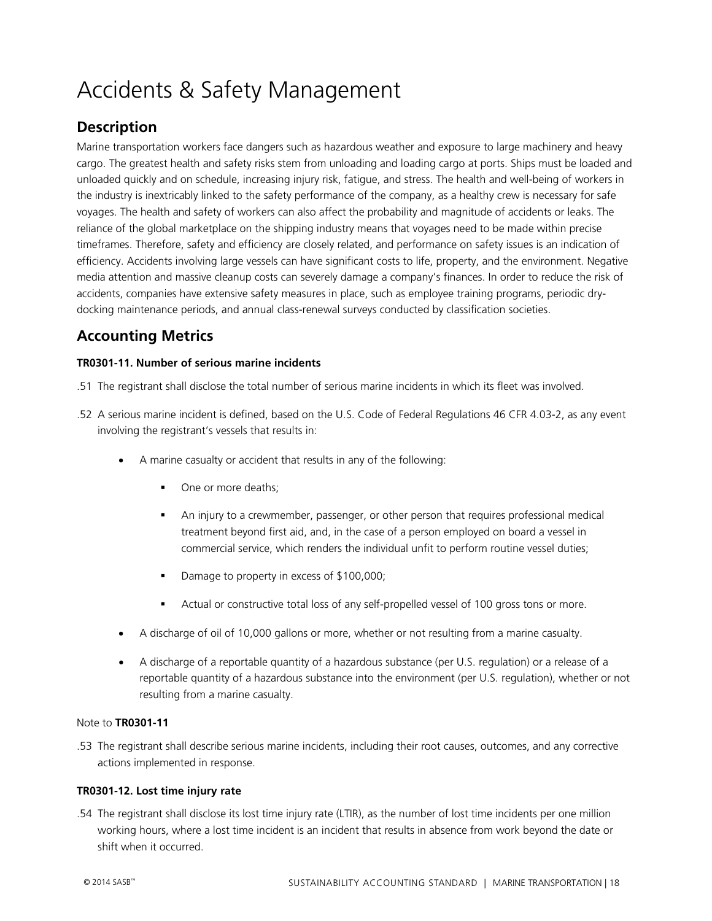# Accidents & Safety Management

## Description

Marine transportation workers face dangers such as hazardous weather and exposure to large machinery and heavy cargo. The greatest health and safety risks stem from unloading and loading cargo at ports. Ships must be loaded and unloaded quickly and on schedule, increasing injury risk, fatigue, and stress. The health and well-being of workers in the industry is inextricably linked to the safety performance of the company, as a healthy crew is necessary for safe voyages. The health and safety of workers can also affect the probability and magnitude of accidents or leaks. The reliance of the global marketplace on the shipping industry means that voyages need to be made within precise timeframes. Therefore, safety and efficiency are closely related, and performance on safety issues is an indication of efficiency. Accidents involving large vessels can have significant costs to life, property, and the environment. Negative media attention and massive cleanup costs can severely damage a company's finances. In order to reduce the risk of accidents, companies have extensive safety measures in place, such as employee training programs, periodic dry-docking maintenance periods, and annual class-renewal surveys conducted by classification societies.

## Accounting Metrics

#### TR0301-11. Number of serious marine incidents

.51 The registrant shall disclose the total number of serious marine incidents in which its fleet was involved.

.52 A serious marine incident is defined, based on the U.S. Code of Federal Regulations 46 CFR 4.03-2, as any event involving the registrant's vessels that results in:

- A marine casualty or accident that results in any of the following:
  - One or more deaths;
  - An injury to a crewmember, passenger, or other person that requires professional medical treatment beyond first aid, and, in the case of a person employed on board a vessel in commercial service, which renders the individual unfit to perform routine vessel duties;
  - Damage to property in excess of $100,000;
  - Actual or constructive total loss of any self-propelled vessel of 100 gross tons or more.
- A discharge of oil of 10,000 gallons or more, whether or not resulting from a marine casualty.
- A discharge of a reportable quantity of a hazardous substance (per U.S. regulation) or a release of a reportable quantity of a hazardous substance into the environment (per U.S. regulation), whether or not resulting from a marine casualty.

Note to **TR0301-11**

.53 The registrant shall describe serious marine incidents, including their root causes, outcomes, and any corrective actions implemented in response.

#### TR0301-12. Lost time injury rate

.54 The registrant shall disclose its lost time injury rate (LTIR), as the number of lost time incidents per one million working hours, where a lost time incident is an incident that results in absence from work beyond the date or shift when it occurred.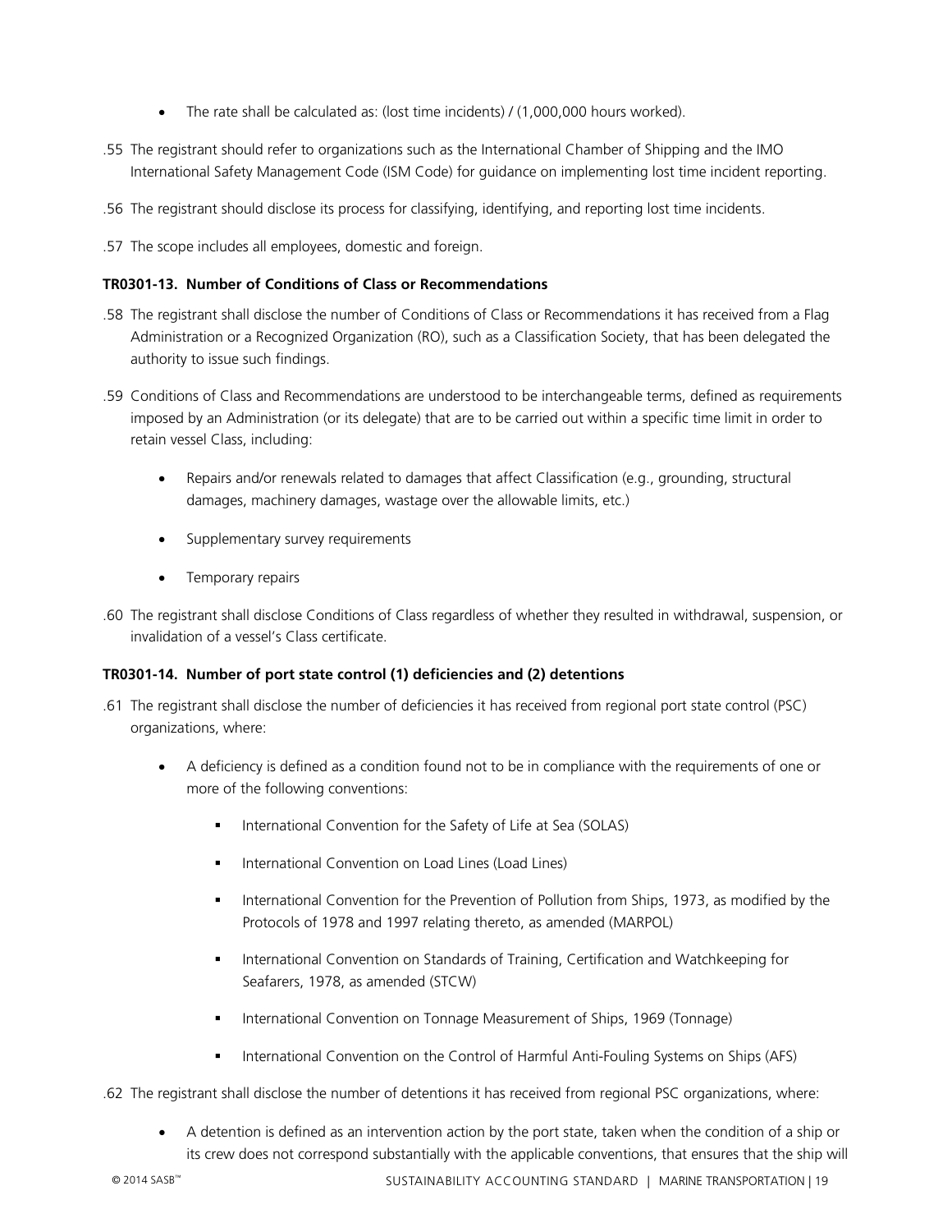- The rate shall be calculated as: (lost time incidents) / (1,000,000 hours worked).

.55 The registrant should refer to organizations such as the International Chamber of Shipping and the IMO International Safety Management Code (ISM Code) for guidance on implementing lost time incident reporting.

.56 The registrant should disclose its process for classifying, identifying, and reporting lost time incidents.

.57 The scope includes all employees, domestic and foreign.

**TR0301-13. Number of Conditions of Class or Recommendations**

.58 The registrant shall disclose the number of Conditions of Class or Recommendations it has received from a Flag Administration or a Recognized Organization (RO), such as a Classification Society, that has been delegated the authority to issue such findings.

.59 Conditions of Class and Recommendations are understood to be interchangeable terms, defined as requirements imposed by an Administration (or its delegate) that are to be carried out within a specific time limit in order to retain vessel Class, including:

- Repairs and/or renewals related to damages that affect Classification (e.g., grounding, structural damages, machinery damages, wastage over the allowable limits, etc.)
- Supplementary survey requirements
- Temporary repairs

.60 The registrant shall disclose Conditions of Class regardless of whether they resulted in withdrawal, suspension, or invalidation of a vessel's Class certificate.

**TR0301-14. Number of port state control (1) deficiencies and (2) detentions**

.61 The registrant shall disclose the number of deficiencies it has received from regional port state control (PSC) organizations, where:

- A deficiency is defined as a condition found not to be in compliance with the requirements of one or more of the following conventions:
  - International Convention for the Safety of Life at Sea (SOLAS)
  - International Convention on Load Lines (Load Lines)
  - International Convention for the Prevention of Pollution from Ships, 1973, as modified by the Protocols of 1978 and 1997 relating thereto, as amended (MARPOL)
  - International Convention on Standards of Training, Certification and Watchkeeping for Seafarers, 1978, as amended (STCW)
  - International Convention on Tonnage Measurement of Ships, 1969 (Tonnage)
  - International Convention on the Control of Harmful Anti-Fouling Systems on Ships (AFS)

.62 The registrant shall disclose the number of detentions it has received from regional PSC organizations, where:

- A detention is defined as an intervention action by the port state, taken when the condition of a ship or its crew does not correspond substantially with the applicable conventions, that ensures that the ship will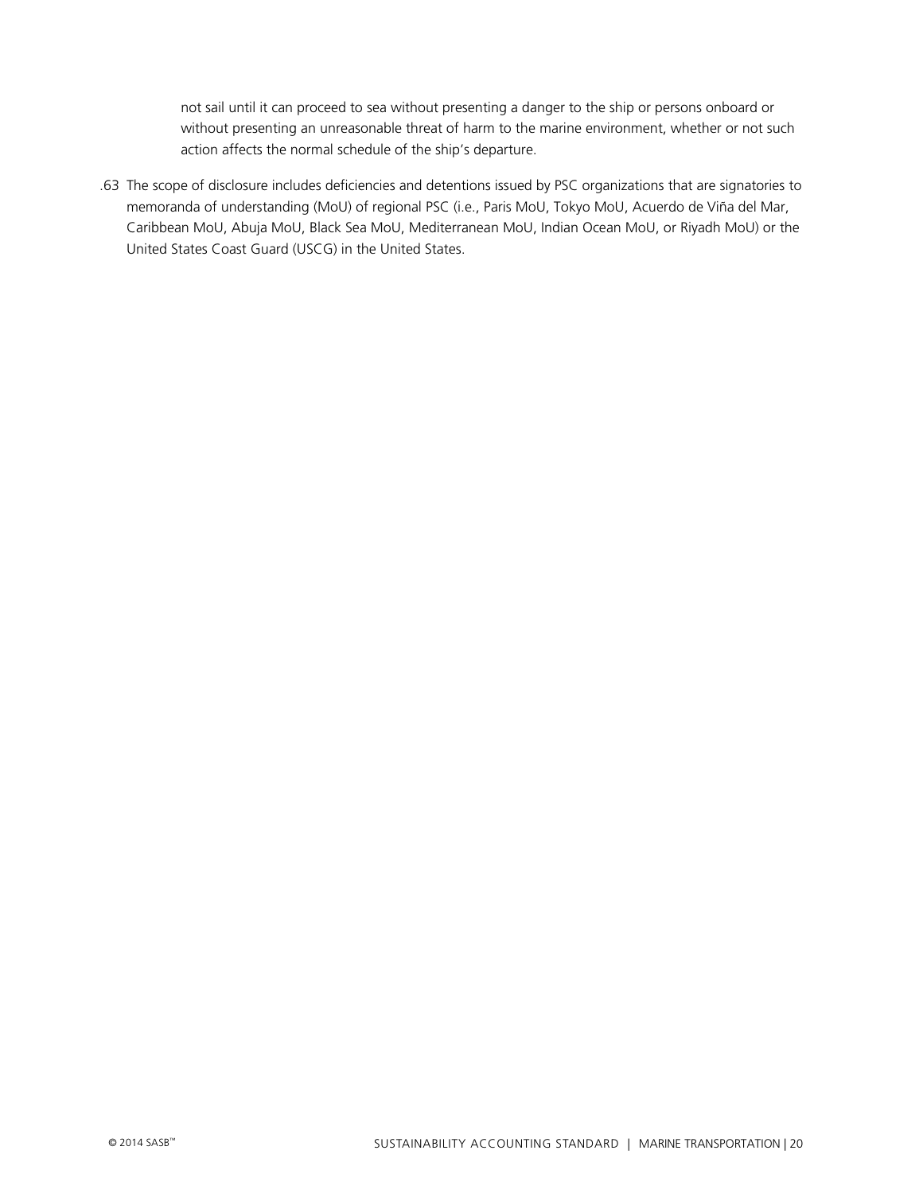not sail until it can proceed to sea without presenting a danger to the ship or persons onboard or without presenting an unreasonable threat of harm to the marine environment, whether or not such action affects the normal schedule of the ship's departure.

.63 The scope of disclosure includes deficiencies and detentions issued by PSC organizations that are signatories to memoranda of understanding (MoU) of regional PSC (i.e., Paris MoU, Tokyo MoU, Acuerdo de Viña del Mar, Caribbean MoU, Abuja MoU, Black Sea MoU, Mediterranean MoU, Indian Ocean MoU, or Riyadh MoU) or the United States Coast Guard (USCG) in the United States.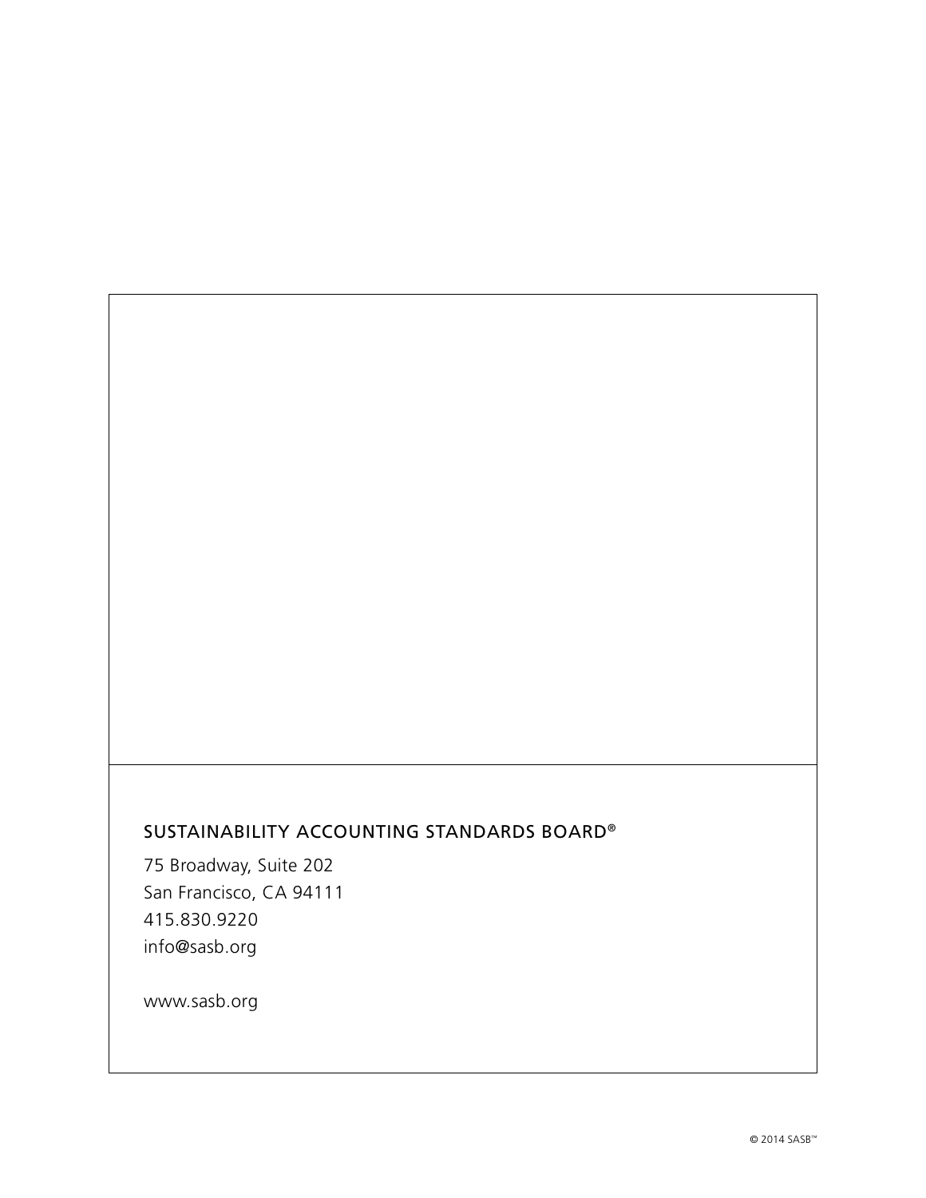SUSTAINABILITY ACCOUNTING STANDARDS BOARD®

75 Broadway, Suite 202
San Francisco, CA 94111
415.830.9220
info@sasb.org

www.sasb.org

© 2014 SASB™